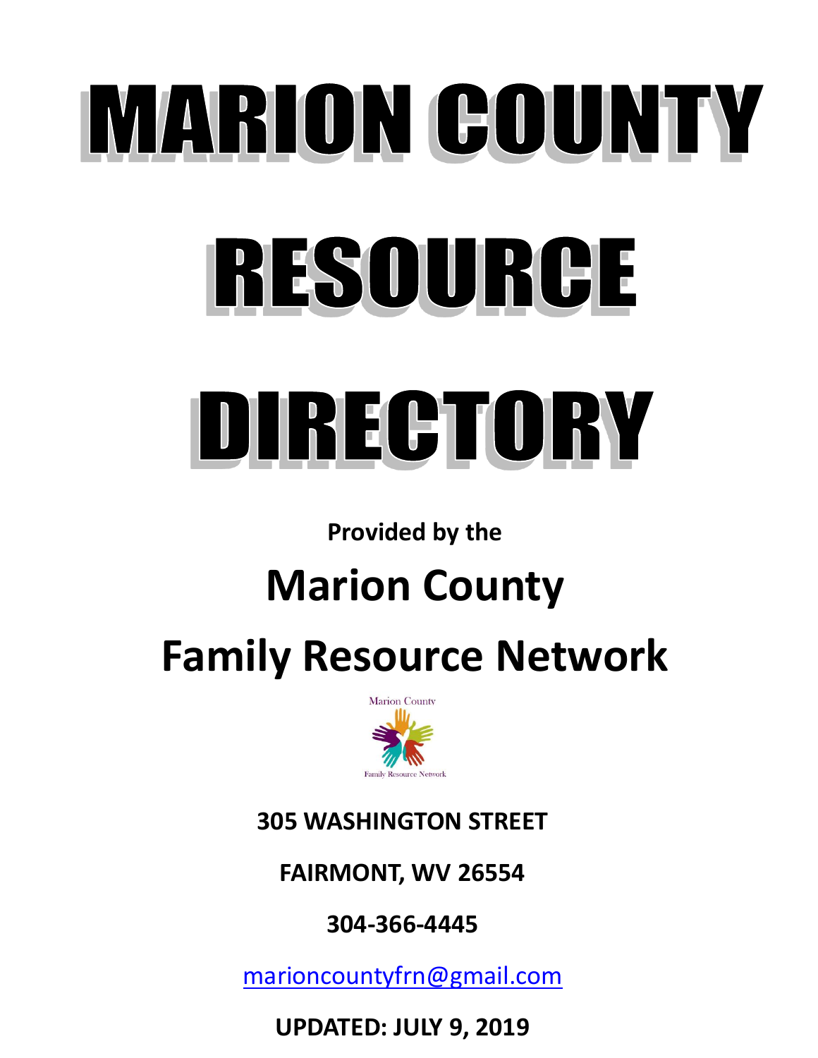# MARION COUNTY RESOURCE DIRECTORY

**Provided by the**

## Marion County Family Resource Network

**305 WASHINGTON STREET**

**FAIRMONT, WV 26554**

**304-366-4445**

marioncountyfrn@gmail.com

**UPDATED: JULY 9, 2019**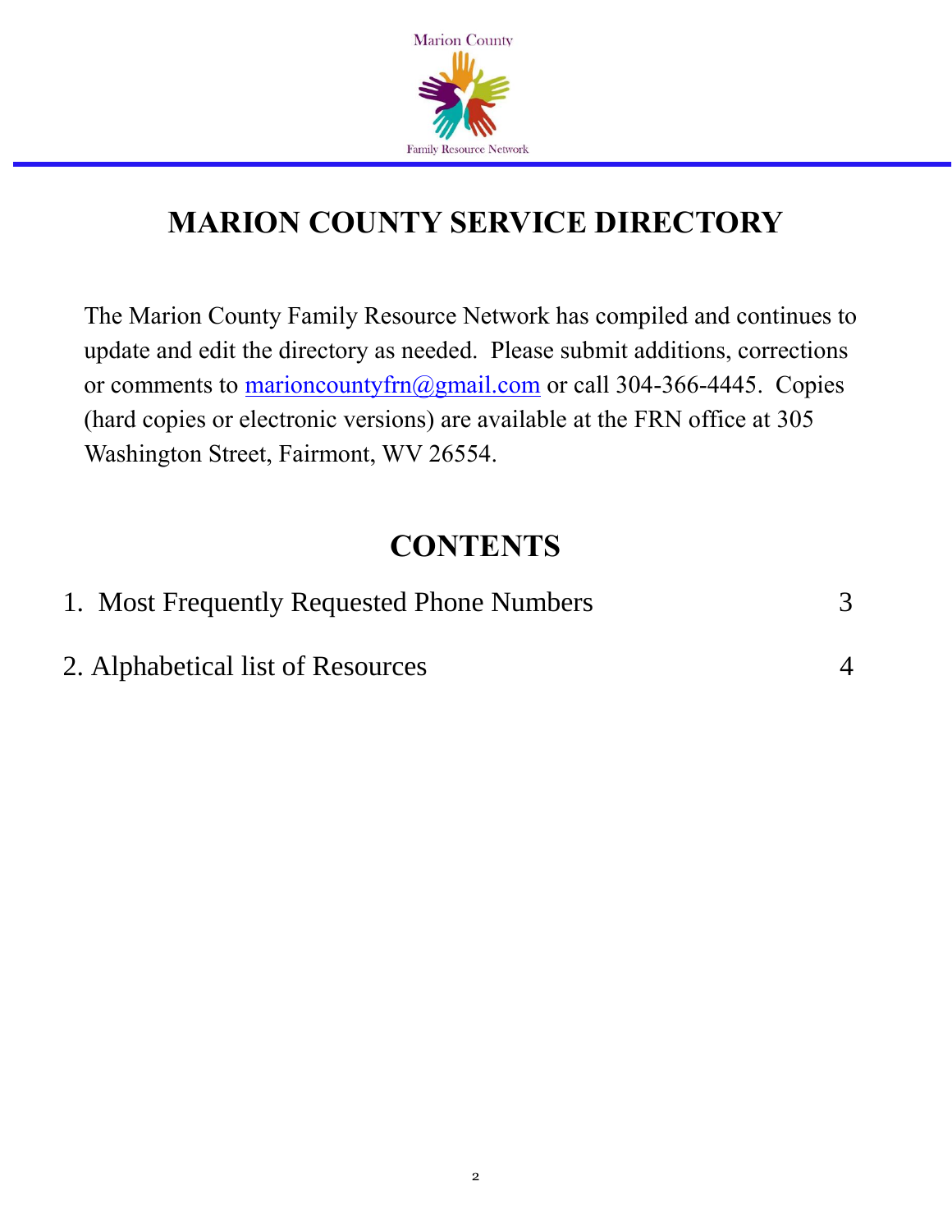Marion County

Family Resource Network

# MARION COUNTY SERVICE DIRECTORY

The Marion County Family Resource Network has compiled and continues to update and edit the directory as needed. Please submit additions, corrections or comments to marioncountyfrn@gmail.com or call 304-366-4445. Copies (hard copies or electronic versions) are available at the FRN office at 305 Washington Street, Fairmont, WV 26554.

## CONTENTS

| | |
|---|---|
| 1. Most Frequently Requested Phone Numbers | 3 |
| 2. Alphabetical list of Resources | 4 |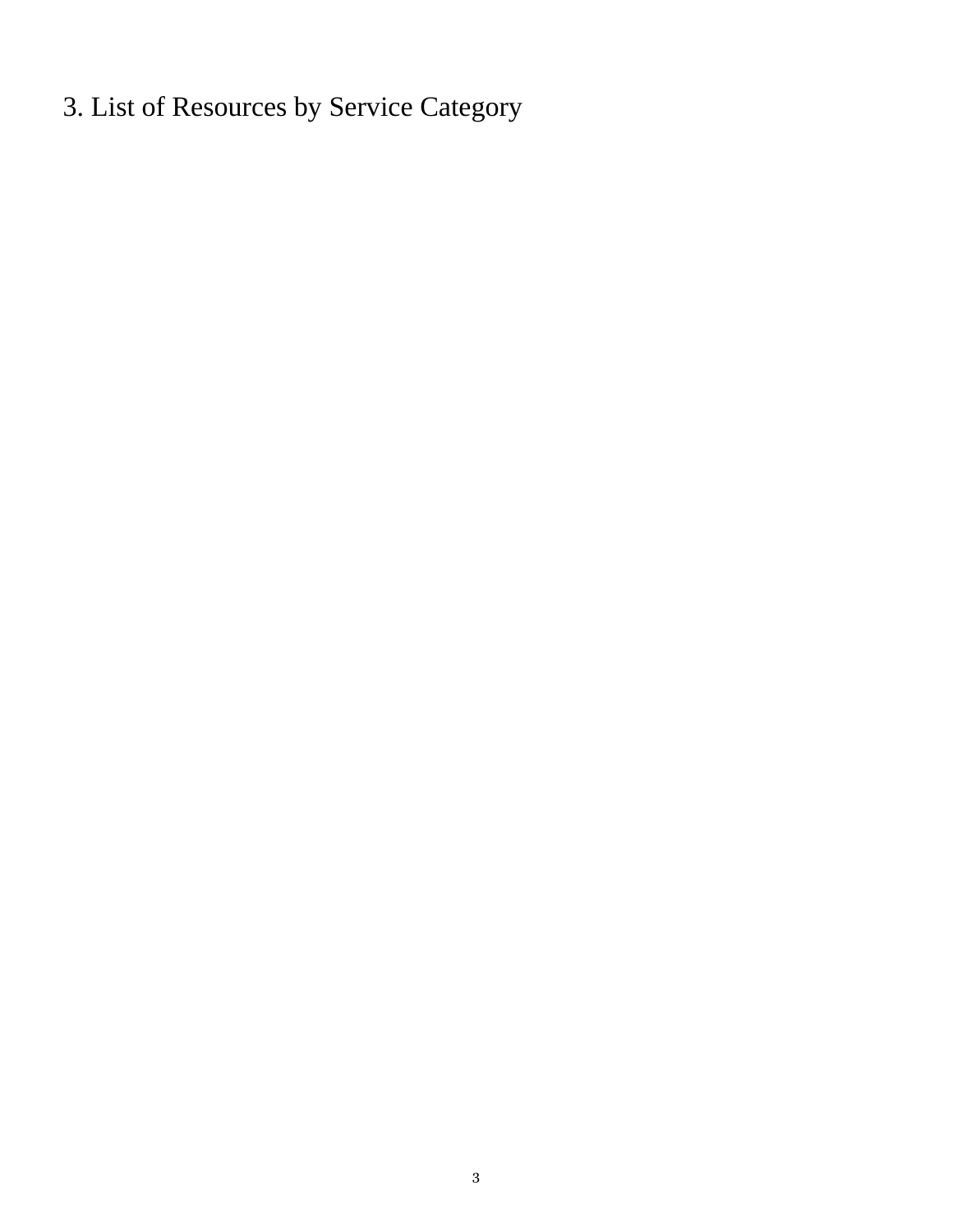# 3. List of Resources by Service Category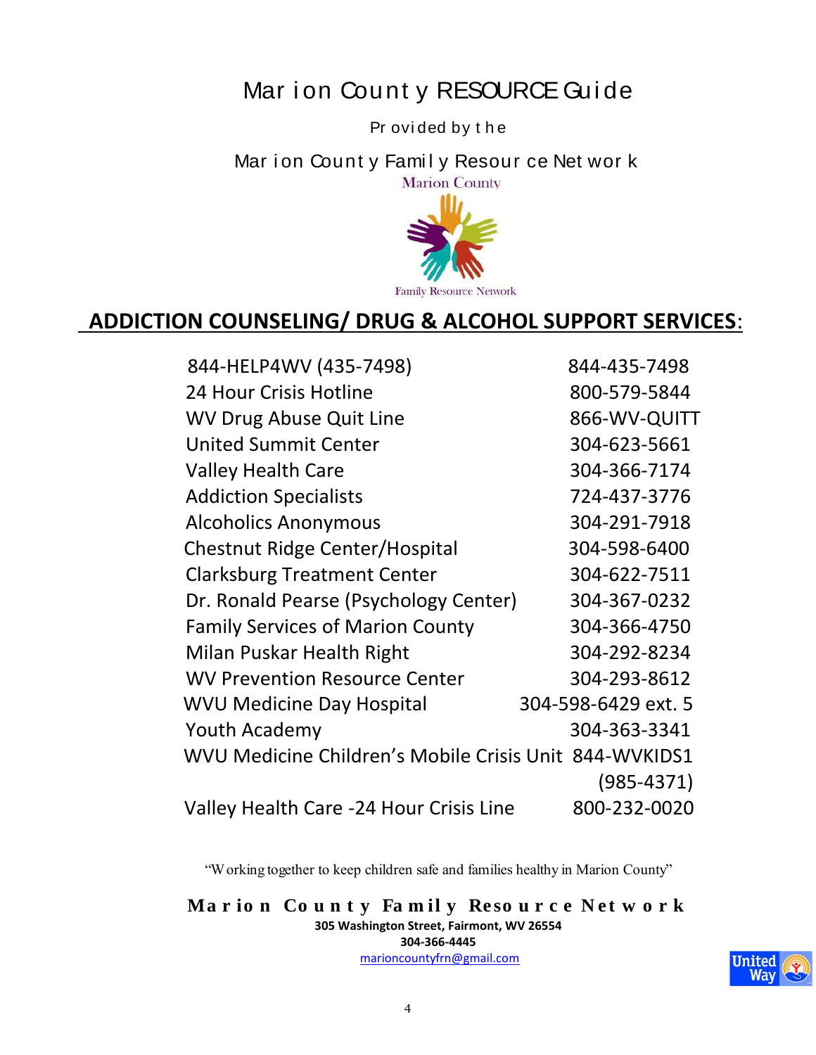# Marion County RESOURCE Guide

Provided by the

Marion County Family Resource Network

## ADDICTION COUNSELING/ DRUG & ALCOHOL SUPPORT SERVICES:

| | |
|---|---|
| 844-HELP4WV (435-7498) | 844-435-7498 |
| 24 Hour Crisis Hotline | 800-579-5844 |
| WV Drug Abuse Quit Line | 866-WV-QUITT |
| United Summit Center | 304-623-5661 |
| Valley Health Care | 304-366-7174 |
| Addiction Specialists | 724-437-3776 |
| Alcoholics Anonymous | 304-291-7918 |
| Chestnut Ridge Center/Hospital | 304-598-6400 |
| Clarksburg Treatment Center | 304-622-7511 |
| Dr. Ronald Pearse (Psychology Center) | 304-367-0232 |
| Family Services of Marion County | 304-366-4750 |
| Milan Puskar Health Right | 304-292-8234 |
| WV Prevention Resource Center | 304-293-8612 |
| WVU Medicine Day Hospital | 304-598-6429 ext. 5 |
| Youth Academy | 304-363-3341 |
| WVU Medicine Children's Mobile Crisis Unit | 844-WVKIDS1 (985-4371) |
| Valley Health Care -24 Hour Crisis Line | 800-232-0020 |

"Working together to keep children safe and families healthy in Marion County"

**Marion County Family Resource Network**
**305 Washington Street, Fairmont, WV 26554**
**304-366-4445**
marioncountyfrn@gmail.com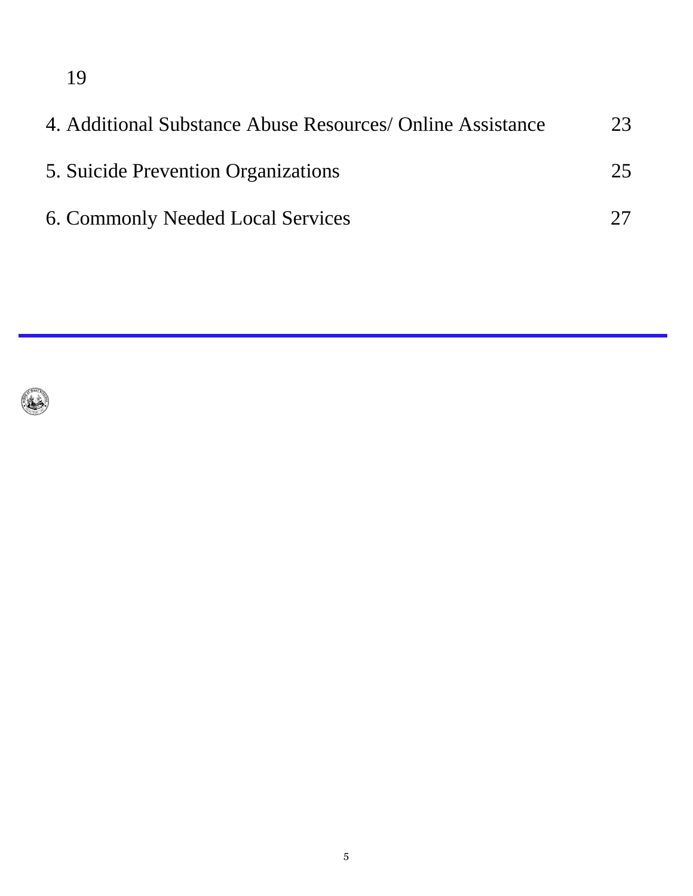19

| | |
|---|---|
| 4. Additional Substance Abuse Resources/ Online Assistance | 23 |
| 5. Suicide Prevention Organizations | 25 |
| 6. Commonly Needed Local Services | 27 |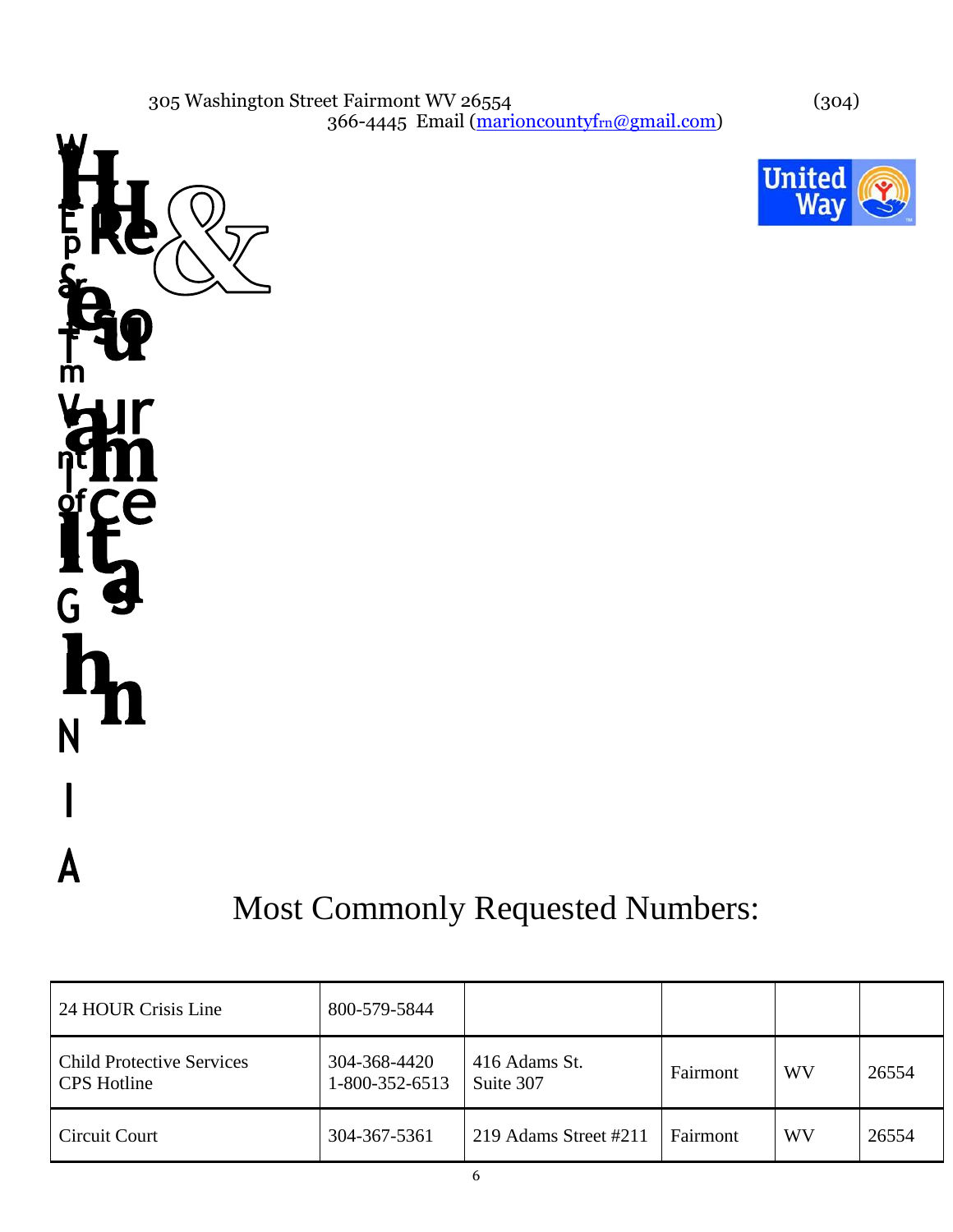305 Washington Street Fairmont WV 26554 (304) 366-4445 Email (marioncountyfrn@gmail.com)

# Most Commonly Requested Numbers:

| | | | | | |
|---|---|---|---|---|---|
| 24 HOUR Crisis Line | 800-579-5844 | | | | |
| Child Protective Services<br>CPS Hotline | 304-368-4420<br>1-800-352-6513 | 416 Adams St.<br>Suite 307 | Fairmont | WV | 26554 |
| Circuit Court | 304-367-5361 | 219 Adams Street #211 | Fairmont | WV | 26554 |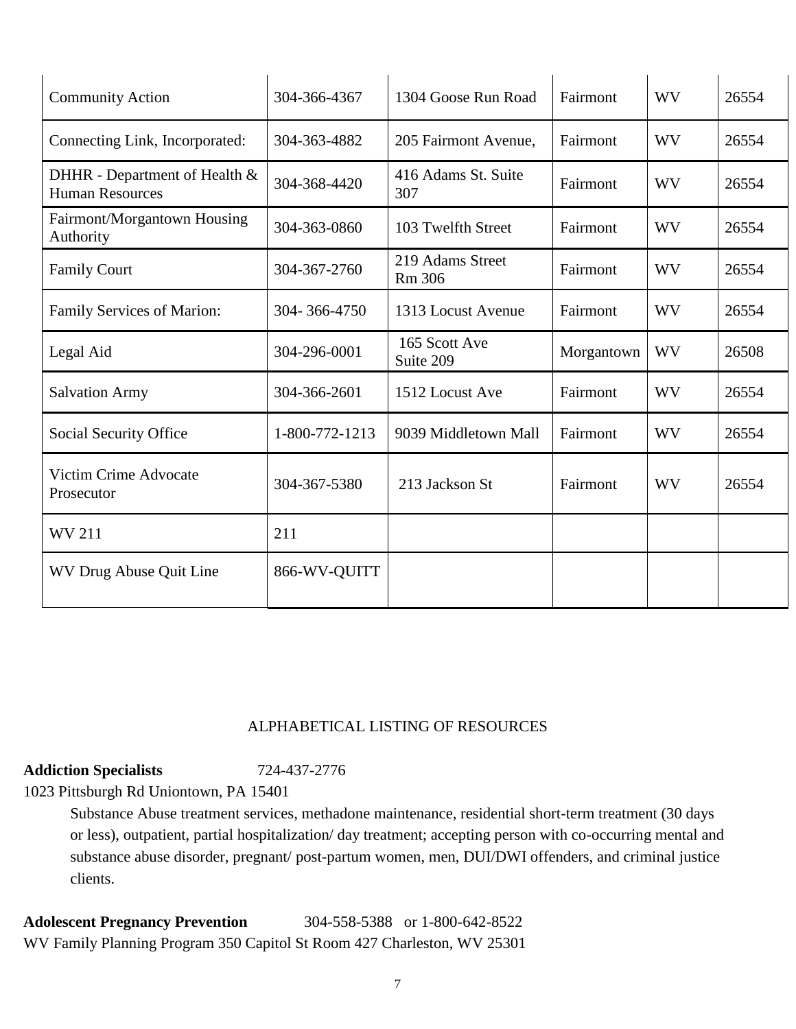| Community Action | 304-366-4367 | 1304 Goose Run Road | Fairmont | WV | 26554 |
|---|---|---|---|---|---|
| Connecting Link, Incorporated: | 304-363-4882 | 205 Fairmont Avenue, | Fairmont | WV | 26554 |
| DHHR - Department of Health & Human Resources | 304-368-4420 | 416 Adams St. Suite 307 | Fairmont | WV | 26554 |
| Fairmont/Morgantown Housing Authority | 304-363-0860 | 103 Twelfth Street | Fairmont | WV | 26554 |
| Family Court | 304-367-2760 | 219 Adams Street Rm 306 | Fairmont | WV | 26554 |
| Family Services of Marion: | 304- 366-4750 | 1313 Locust Avenue | Fairmont | WV | 26554 |
| Legal Aid | 304-296-0001 | 165 Scott Ave Suite 209 | Morgantown | WV | 26508 |
| Salvation Army | 304-366-2601 | 1512 Locust Ave | Fairmont | WV | 26554 |
| Social Security Office | 1-800-772-1213 | 9039 Middletown Mall | Fairmont | WV | 26554 |
| Victim Crime Advocate Prosecutor | 304-367-5380 | 213 Jackson St | Fairmont | WV | 26554 |
| WV 211 | 211 | | | | |
| WV Drug Abuse Quit Line | 866-WV-QUITT | | | | |

ALPHABETICAL LISTING OF RESOURCES

**Addiction Specialists** 724-437-2776
1023 Pittsburgh Rd Uniontown, PA 15401

Substance Abuse treatment services, methadone maintenance, residential short-term treatment (30 days or less), outpatient, partial hospitalization/ day treatment; accepting person with co-occurring mental and substance abuse disorder, pregnant/ post-partum women, men, DUI/DWI offenders, and criminal justice clients.

**Adolescent Pregnancy Prevention** 304-558-5388 or 1-800-642-8522
WV Family Planning Program 350 Capitol St Room 427 Charleston, WV 25301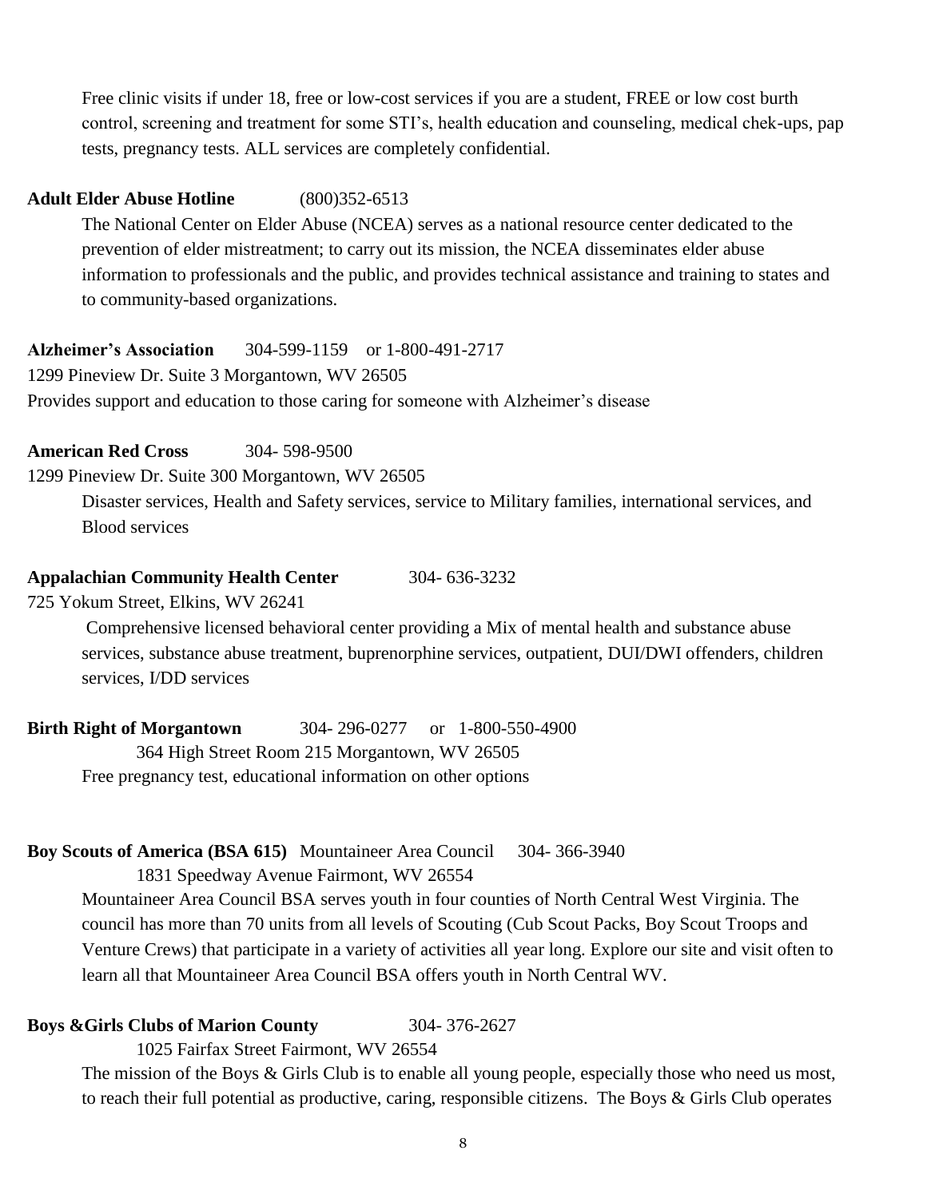Free clinic visits if under 18, free or low-cost services if you are a student, FREE or low cost burth control, screening and treatment for some STI's, health education and counseling, medical chek-ups, pap tests, pregnancy tests. ALL services are completely confidential.

**Adult Elder Abuse Hotline** (800)352-6513

The National Center on Elder Abuse (NCEA) serves as a national resource center dedicated to the prevention of elder mistreatment; to carry out its mission, the NCEA disseminates elder abuse information to professionals and the public, and provides technical assistance and training to states and to community-based organizations.

**Alzheimer's Association** 304-599-1159 or 1-800-491-2717

1299 Pineview Dr. Suite 3 Morgantown, WV 26505

Provides support and education to those caring for someone with Alzheimer's disease

**American Red Cross** 304- 598-9500

1299 Pineview Dr. Suite 300 Morgantown, WV 26505

Disaster services, Health and Safety services, service to Military families, international services, and Blood services

**Appalachian Community Health Center** 304- 636-3232

725 Yokum Street, Elkins, WV 26241

Comprehensive licensed behavioral center providing a Mix of mental health and substance abuse services, substance abuse treatment, buprenorphine services, outpatient, DUI/DWI offenders, children services, I/DD services

**Birth Right of Morgantown** 304- 296-0277 or 1-800-550-4900

364 High Street Room 215 Morgantown, WV 26505

Free pregnancy test, educational information on other options

**Boy Scouts of America (BSA 615)** Mountaineer Area Council 304- 366-3940

1831 Speedway Avenue Fairmont, WV 26554

Mountaineer Area Council BSA serves youth in four counties of North Central West Virginia. The council has more than 70 units from all levels of Scouting (Cub Scout Packs, Boy Scout Troops and Venture Crews) that participate in a variety of activities all year long. Explore our site and visit often to learn all that Mountaineer Area Council BSA offers youth in North Central WV.

**Boys &Girls Clubs of Marion County** 304- 376-2627

1025 Fairfax Street Fairmont, WV 26554

The mission of the Boys & Girls Club is to enable all young people, especially those who need us most, to reach their full potential as productive, caring, responsible citizens. The Boys & Girls Club operates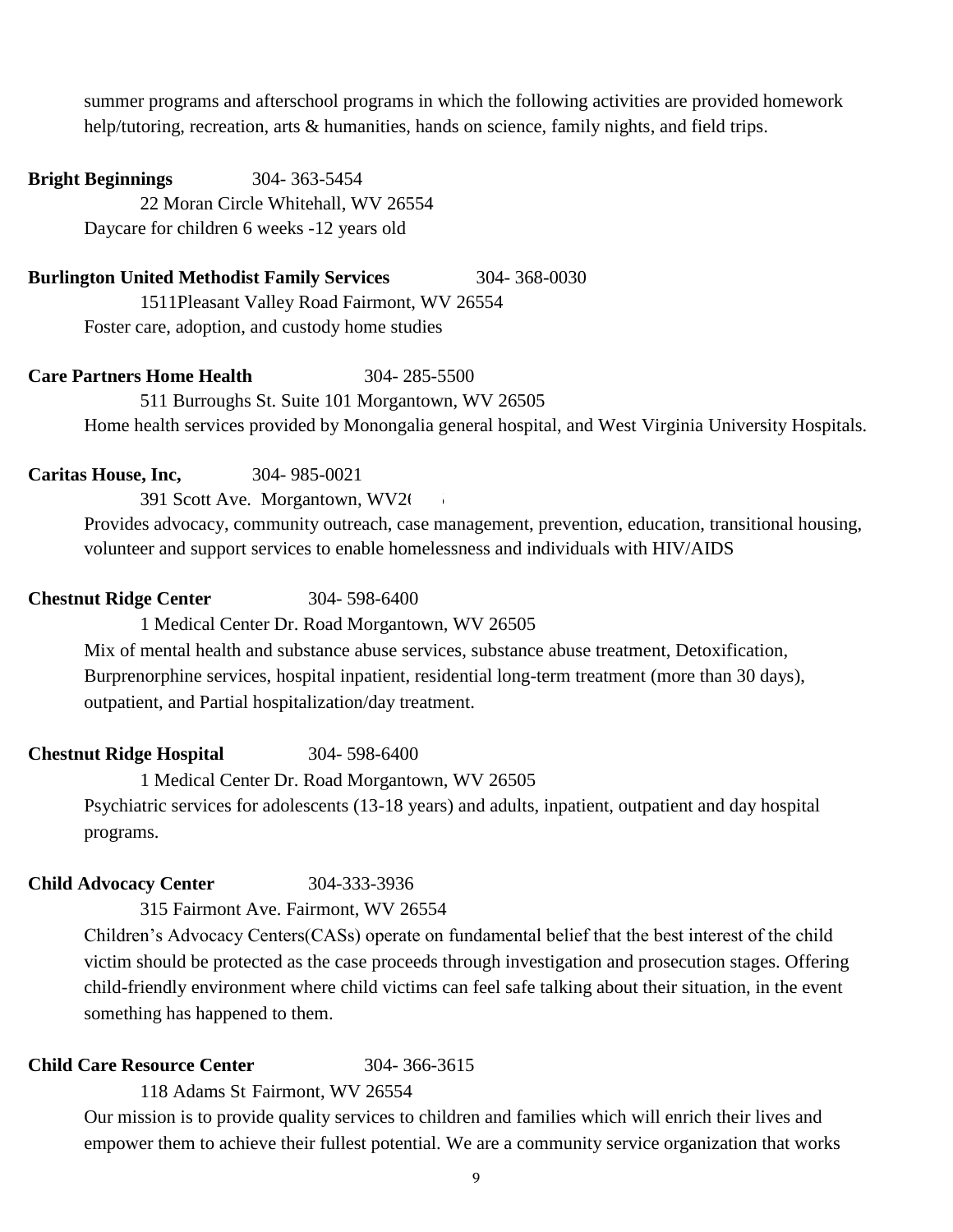summer programs and afterschool programs in which the following activities are provided homework help/tutoring, recreation, arts & humanities, hands on science, family nights, and field trips.

**Bright Beginnings** 304- 363-5454

22 Moran Circle Whitehall, WV 26554

Daycare for children 6 weeks -12 years old

**Burlington United Methodist Family Services** 304- 368-0030

1511Pleasant Valley Road Fairmont, WV 26554

Foster care, adoption, and custody home studies

**Care Partners Home Health** 304- 285-5500

511 Burroughs St. Suite 101 Morgantown, WV 26505

Home health services provided by Monongalia general hospital, and West Virginia University Hospitals.

**Caritas House, Inc,** 304- 985-0021

391 Scott Ave. Morgantown, WV2(

Provides advocacy, community outreach, case management, prevention, education, transitional housing, volunteer and support services to enable homelessness and individuals with HIV/AIDS

**Chestnut Ridge Center** 304- 598-6400

1 Medical Center Dr. Road Morgantown, WV 26505

Mix of mental health and substance abuse services, substance abuse treatment, Detoxification, Burprenorphine services, hospital inpatient, residential long-term treatment (more than 30 days), outpatient, and Partial hospitalization/day treatment.

**Chestnut Ridge Hospital** 304- 598-6400

1 Medical Center Dr. Road Morgantown, WV 26505

Psychiatric services for adolescents (13-18 years) and adults, inpatient, outpatient and day hospital programs.

**Child Advocacy Center** 304-333-3936

315 Fairmont Ave. Fairmont, WV 26554

Children's Advocacy Centers(CASs) operate on fundamental belief that the best interest of the child victim should be protected as the case proceeds through investigation and prosecution stages. Offering child-friendly environment where child victims can feel safe talking about their situation, in the event something has happened to them.

**Child Care Resource Center** 304- 366-3615

118 Adams St Fairmont, WV 26554

Our mission is to provide quality services to children and families which will enrich their lives and empower them to achieve their fullest potential. We are a community service organization that works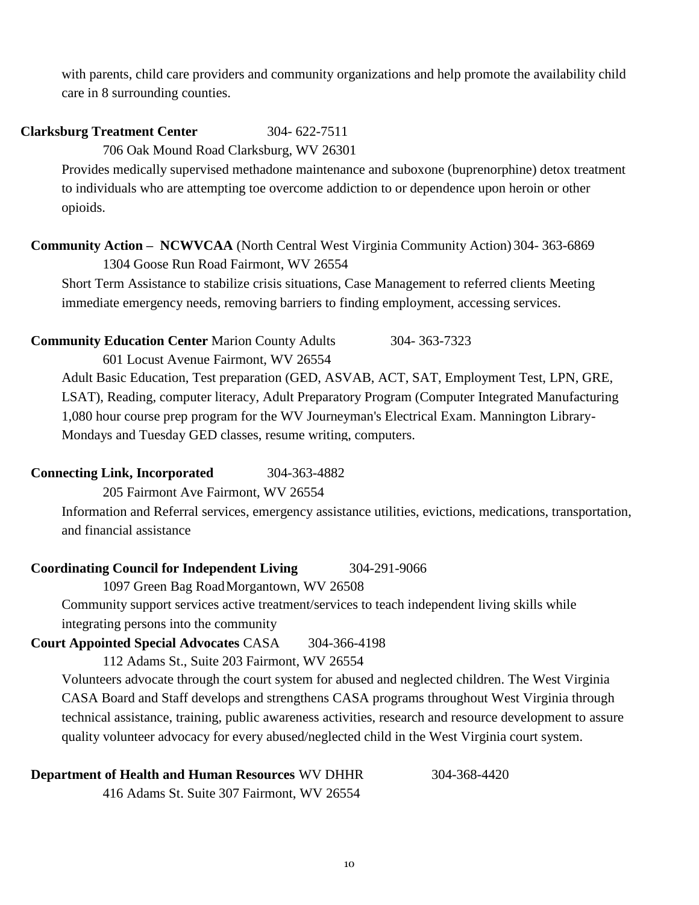with parents, child care providers and community organizations and help promote the availability child care in 8 surrounding counties.

**Clarksburg Treatment Center** 304- 622-7511

706 Oak Mound Road Clarksburg, WV 26301

Provides medically supervised methadone maintenance and suboxone (buprenorphine) detox treatment to individuals who are attempting toe overcome addiction to or dependence upon heroin or other opioids.

**Community Action – NCWVCAA** (North Central West Virginia Community Action) 304- 363-6869

1304 Goose Run Road Fairmont, WV 26554

Short Term Assistance to stabilize crisis situations, Case Management to referred clients Meeting immediate emergency needs, removing barriers to finding employment, accessing services.

**Community Education Center** Marion County Adults 304- 363-7323

601 Locust Avenue Fairmont, WV 26554

Adult Basic Education, Test preparation (GED, ASVAB, ACT, SAT, Employment Test, LPN, GRE, LSAT), Reading, computer literacy, Adult Preparatory Program (Computer Integrated Manufacturing 1,080 hour course prep program for the WV Journeyman's Electrical Exam. Mannington Library- Mondays and Tuesday GED classes, resume writing, computers.

**Connecting Link, Incorporated** 304-363-4882

205 Fairmont Ave Fairmont, WV 26554

Information and Referral services, emergency assistance utilities, evictions, medications, transportation, and financial assistance

**Coordinating Council for Independent Living** 304-291-9066

1097 Green Bag Road Morgantown, WV 26508

Community support services active treatment/services to teach independent living skills while integrating persons into the community

**Court Appointed Special Advocates** CASA 304-366-4198

112 Adams St., Suite 203 Fairmont, WV 26554

Volunteers advocate through the court system for abused and neglected children. The West Virginia CASA Board and Staff develops and strengthens CASA programs throughout West Virginia through technical assistance, training, public awareness activities, research and resource development to assure quality volunteer advocacy for every abused/neglected child in the West Virginia court system.

**Department of Health and Human Resources** WV DHHR 304-368-4420

416 Adams St. Suite 307 Fairmont, WV 26554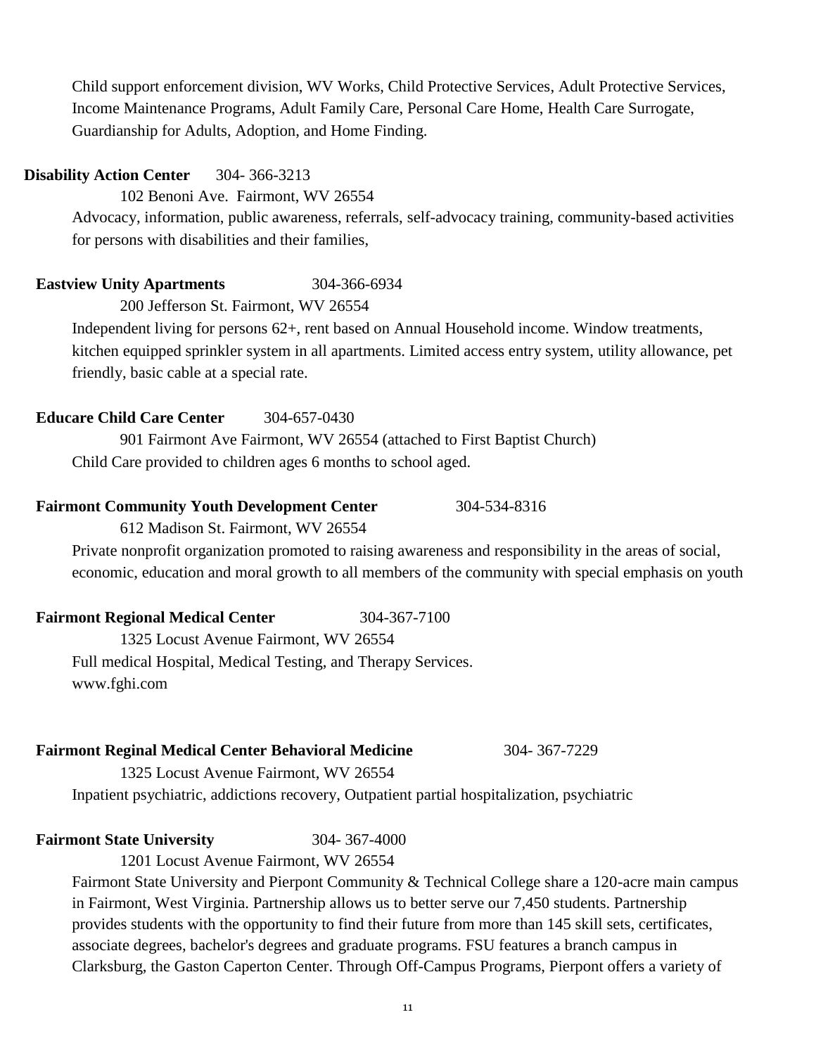Child support enforcement division, WV Works, Child Protective Services, Adult Protective Services, Income Maintenance Programs, Adult Family Care, Personal Care Home, Health Care Surrogate, Guardianship for Adults, Adoption, and Home Finding.

**Disability Action Center** 304- 366-3213

102 Benoni Ave. Fairmont, WV 26554

Advocacy, information, public awareness, referrals, self-advocacy training, community-based activities for persons with disabilities and their families,

**Eastview Unity Apartments** 304-366-6934

200 Jefferson St. Fairmont, WV 26554

Independent living for persons 62+, rent based on Annual Household income. Window treatments, kitchen equipped sprinkler system in all apartments. Limited access entry system, utility allowance, pet friendly, basic cable at a special rate.

**Educare Child Care Center** 304-657-0430

901 Fairmont Ave Fairmont, WV 26554 (attached to First Baptist Church)

Child Care provided to children ages 6 months to school aged.

**Fairmont Community Youth Development Center** 304-534-8316

612 Madison St. Fairmont, WV 26554

Private nonprofit organization promoted to raising awareness and responsibility in the areas of social, economic, education and moral growth to all members of the community with special emphasis on youth

**Fairmont Regional Medical Center** 304-367-7100

1325 Locust Avenue Fairmont, WV 26554

Full medical Hospital, Medical Testing, and Therapy Services.
www.fghi.com

**Fairmont Reginal Medical Center Behavioral Medicine** 304- 367-7229

1325 Locust Avenue Fairmont, WV 26554

Inpatient psychiatric, addictions recovery, Outpatient partial hospitalization, psychiatric

**Fairmont State University** 304- 367-4000

1201 Locust Avenue Fairmont, WV 26554

Fairmont State University and Pierpont Community & Technical College share a 120-acre main campus in Fairmont, West Virginia. Partnership allows us to better serve our 7,450 students. Partnership provides students with the opportunity to find their future from more than 145 skill sets, certificates, associate degrees, bachelor's degrees and graduate programs. FSU features a branch campus in Clarksburg, the Gaston Caperton Center. Through Off-Campus Programs, Pierpont offers a variety of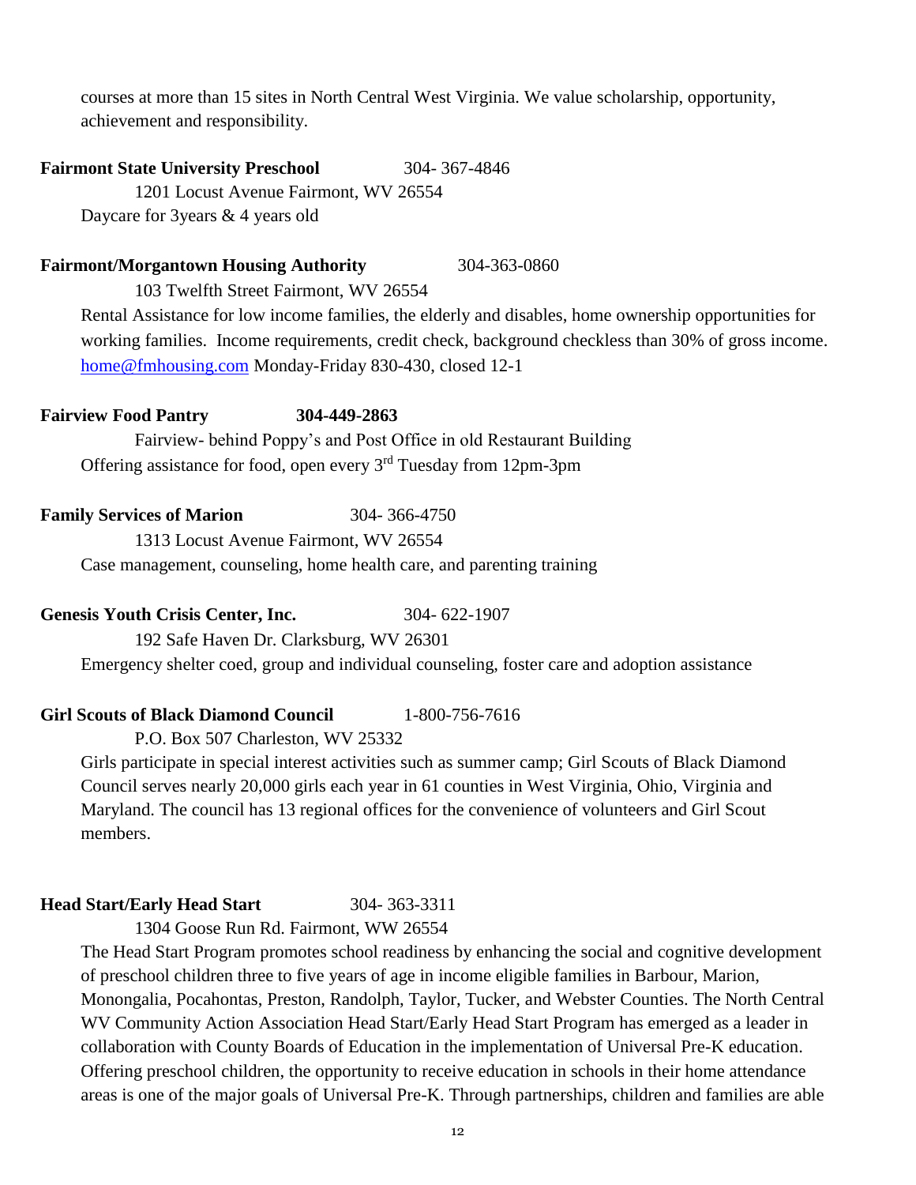courses at more than 15 sites in North Central West Virginia. We value scholarship, opportunity, achievement and responsibility.

**Fairmont State University Preschool** 304- 367-4846

1201 Locust Avenue Fairmont, WV 26554

Daycare for 3years & 4 years old

**Fairmont/Morgantown Housing Authority** 304-363-0860

103 Twelfth Street Fairmont, WV 26554

Rental Assistance for low income families, the elderly and disables, home ownership opportunities for working families. Income requirements, credit check, background checkless than 30% of gross income. home@fmhousing.com Monday-Friday 830-430, closed 12-1

**Fairview Food Pantry** **304-449-2863**

Fairview- behind Poppy's and Post Office in old Restaurant Building

Offering assistance for food, open every 3rd Tuesday from 12pm-3pm

**Family Services of Marion** 304- 366-4750

1313 Locust Avenue Fairmont, WV 26554

Case management, counseling, home health care, and parenting training

**Genesis Youth Crisis Center, Inc.** 304- 622-1907

192 Safe Haven Dr. Clarksburg, WV 26301

Emergency shelter coed, group and individual counseling, foster care and adoption assistance

**Girl Scouts of Black Diamond Council** 1-800-756-7616

P.O. Box 507 Charleston, WV 25332

Girls participate in special interest activities such as summer camp; Girl Scouts of Black Diamond Council serves nearly 20,000 girls each year in 61 counties in West Virginia, Ohio, Virginia and Maryland. The council has 13 regional offices for the convenience of volunteers and Girl Scout members.

**Head Start/Early Head Start** 304- 363-3311

1304 Goose Run Rd. Fairmont, WW 26554

The Head Start Program promotes school readiness by enhancing the social and cognitive development of preschool children three to five years of age in income eligible families in Barbour, Marion, Monongalia, Pocahontas, Preston, Randolph, Taylor, Tucker, and Webster Counties. The North Central WV Community Action Association Head Start/Early Head Start Program has emerged as a leader in collaboration with County Boards of Education in the implementation of Universal Pre-K education. Offering preschool children, the opportunity to receive education in schools in their home attendance areas is one of the major goals of Universal Pre-K. Through partnerships, children and families are able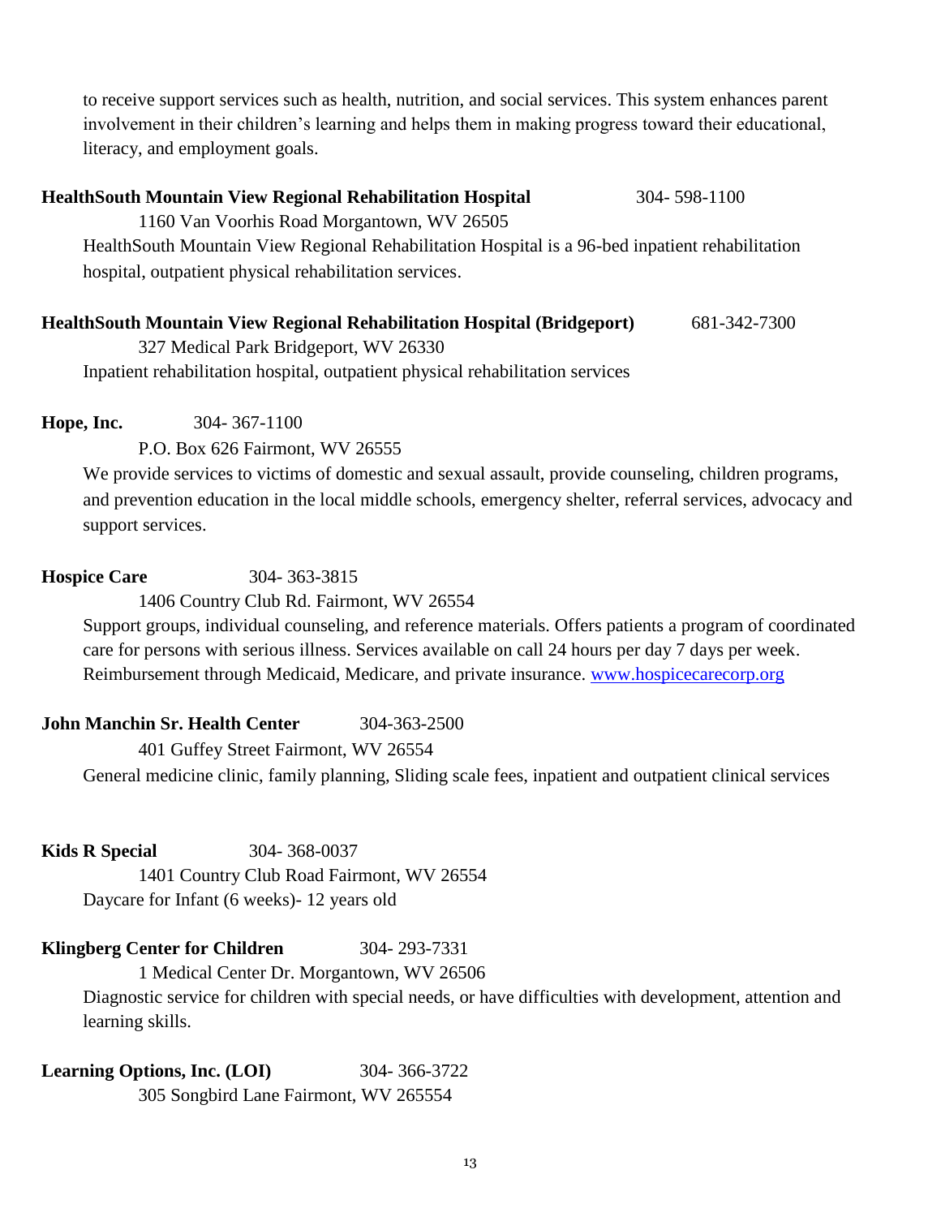to receive support services such as health, nutrition, and social services. This system enhances parent involvement in their children's learning and helps them in making progress toward their educational, literacy, and employment goals.

**HealthSouth Mountain View Regional Rehabilitation Hospital** 304- 598-1100

1160 Van Voorhis Road Morgantown, WV 26505

HealthSouth Mountain View Regional Rehabilitation Hospital is a 96-bed inpatient rehabilitation hospital, outpatient physical rehabilitation services.

**HealthSouth Mountain View Regional Rehabilitation Hospital (Bridgeport)** 681-342-7300

327 Medical Park Bridgeport, WV 26330

Inpatient rehabilitation hospital, outpatient physical rehabilitation services

**Hope, Inc.** 304- 367-1100

P.O. Box 626 Fairmont, WV 26555

We provide services to victims of domestic and sexual assault, provide counseling, children programs, and prevention education in the local middle schools, emergency shelter, referral services, advocacy and support services.

**Hospice Care** 304- 363-3815

1406 Country Club Rd. Fairmont, WV 26554

Support groups, individual counseling, and reference materials. Offers patients a program of coordinated care for persons with serious illness. Services available on call 24 hours per day 7 days per week. Reimbursement through Medicaid, Medicare, and private insurance. www.hospicecarecorp.org

**John Manchin Sr. Health Center** 304-363-2500

401 Guffey Street Fairmont, WV 26554

General medicine clinic, family planning, Sliding scale fees, inpatient and outpatient clinical services

**Kids R Special** 304- 368-0037

1401 Country Club Road Fairmont, WV 26554

Daycare for Infant (6 weeks)- 12 years old

**Klingberg Center for Children** 304- 293-7331

1 Medical Center Dr. Morgantown, WV 26506

Diagnostic service for children with special needs, or have difficulties with development, attention and learning skills.

**Learning Options, Inc. (LOI)** 304- 366-3722

305 Songbird Lane Fairmont, WV 265554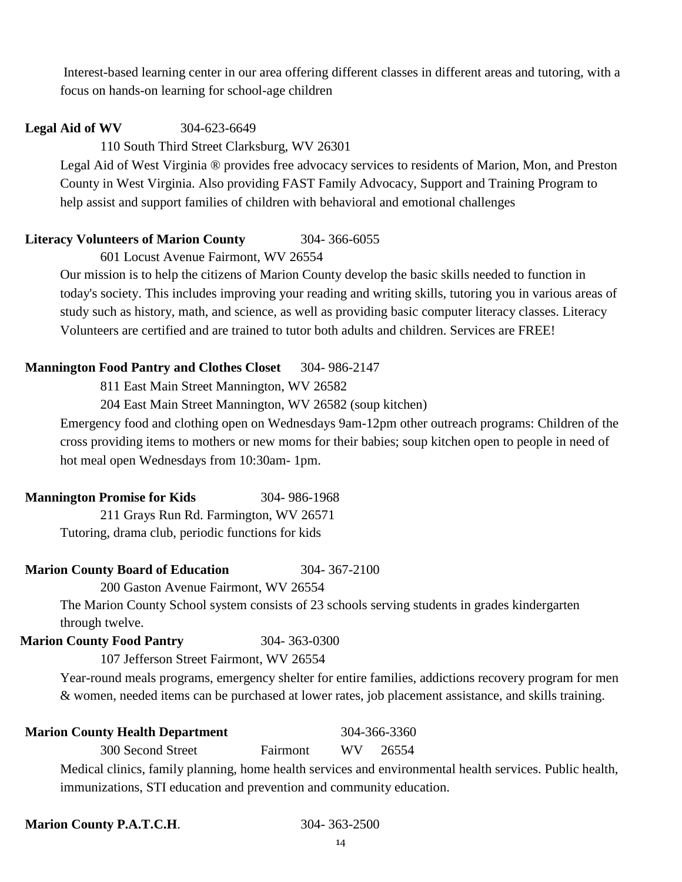Interest-based learning center in our area offering different classes in different areas and tutoring, with a focus on hands-on learning for school-age children

**Legal Aid of WV** 304-623-6649

110 South Third Street Clarksburg, WV 26301

Legal Aid of West Virginia ® provides free advocacy services to residents of Marion, Mon, and Preston County in West Virginia. Also providing FAST Family Advocacy, Support and Training Program to help assist and support families of children with behavioral and emotional challenges

**Literacy Volunteers of Marion County** 304- 366-6055

601 Locust Avenue Fairmont, WV 26554

Our mission is to help the citizens of Marion County develop the basic skills needed to function in today's society. This includes improving your reading and writing skills, tutoring you in various areas of study such as history, math, and science, as well as providing basic computer literacy classes. Literacy Volunteers are certified and are trained to tutor both adults and children. Services are FREE!

**Mannington Food Pantry and Clothes Closet** 304- 986-2147

811 East Main Street Mannington, WV 26582

204 East Main Street Mannington, WV 26582 (soup kitchen)

Emergency food and clothing open on Wednesdays 9am-12pm other outreach programs: Children of the cross providing items to mothers or new moms for their babies; soup kitchen open to people in need of hot meal open Wednesdays from 10:30am- 1pm.

**Mannington Promise for Kids** 304- 986-1968

211 Grays Run Rd. Farmington, WV 26571

Tutoring, drama club, periodic functions for kids

**Marion County Board of Education** 304- 367-2100

200 Gaston Avenue Fairmont, WV 26554

The Marion County School system consists of 23 schools serving students in grades kindergarten through twelve.

**Marion County Food Pantry** 304- 363-0300

107 Jefferson Street Fairmont, WV 26554

Year-round meals programs, emergency shelter for entire families, addictions recovery program for men & women, needed items can be purchased at lower rates, job placement assistance, and skills training.

**Marion County Health Department** 304-366-3360

300 Second Street Fairmont WV 26554

Medical clinics, family planning, home health services and environmental health services. Public health, immunizations, STI education and prevention and community education.

**Marion County P.A.T.C.H**. 304- 363-2500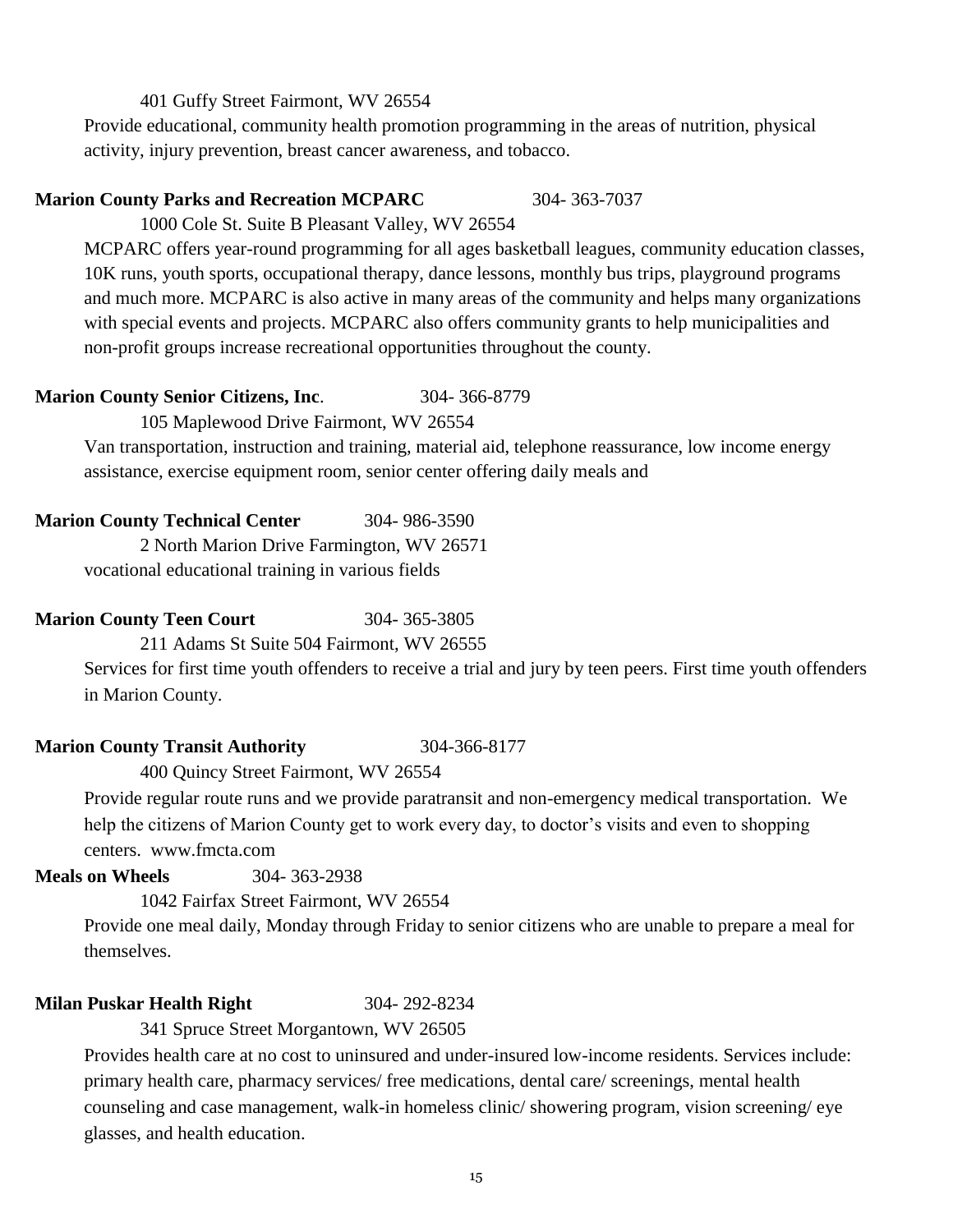401 Guffy Street Fairmont, WV 26554

Provide educational, community health promotion programming in the areas of nutrition, physical activity, injury prevention, breast cancer awareness, and tobacco.

**Marion County Parks and Recreation MCPARC** 304- 363-7037

1000 Cole St. Suite B Pleasant Valley, WV 26554

MCPARC offers year-round programming for all ages basketball leagues, community education classes, 10K runs, youth sports, occupational therapy, dance lessons, monthly bus trips, playground programs and much more. MCPARC is also active in many areas of the community and helps many organizations with special events and projects. MCPARC also offers community grants to help municipalities and non-profit groups increase recreational opportunities throughout the county.

**Marion County Senior Citizens, Inc**. 304- 366-8779

105 Maplewood Drive Fairmont, WV 26554

Van transportation, instruction and training, material aid, telephone reassurance, low income energy assistance, exercise equipment room, senior center offering daily meals and

**Marion County Technical Center** 304- 986-3590

2 North Marion Drive Farmington, WV 26571

vocational educational training in various fields

**Marion County Teen Court** 304- 365-3805

211 Adams St Suite 504 Fairmont, WV 26555

Services for first time youth offenders to receive a trial and jury by teen peers. First time youth offenders in Marion County.

**Marion County Transit Authority** 304-366-8177

400 Quincy Street Fairmont, WV 26554

Provide regular route runs and we provide paratransit and non-emergency medical transportation. We help the citizens of Marion County get to work every day, to doctor's visits and even to shopping centers. www.fmcta.com

**Meals on Wheels** 304- 363-2938

1042 Fairfax Street Fairmont, WV 26554

Provide one meal daily, Monday through Friday to senior citizens who are unable to prepare a meal for themselves.

**Milan Puskar Health Right** 304- 292-8234

341 Spruce Street Morgantown, WV 26505

Provides health care at no cost to uninsured and under-insured low-income residents. Services include: primary health care, pharmacy services/ free medications, dental care/ screenings, mental health counseling and case management, walk-in homeless clinic/ showering program, vision screening/ eye glasses, and health education.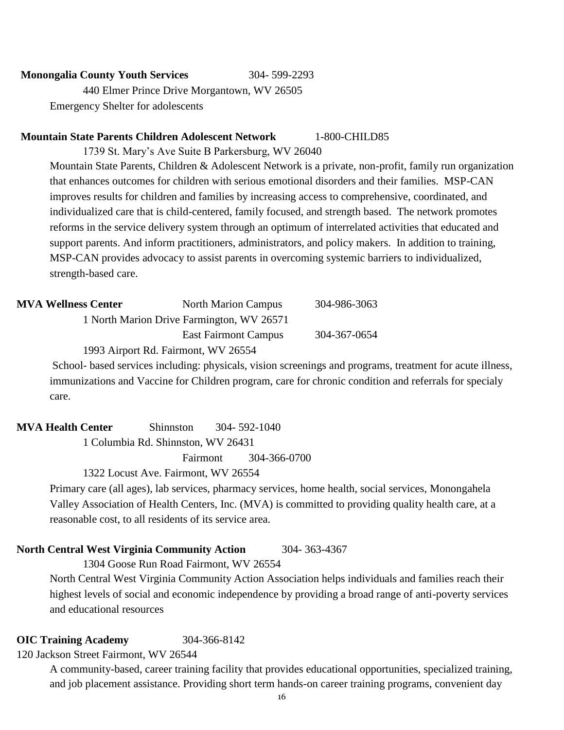**Monongalia County Youth Services** 304- 599-2293

440 Elmer Prince Drive Morgantown, WV 26505

Emergency Shelter for adolescents

**Mountain State Parents Children Adolescent Network** 1-800-CHILD85

1739 St. Mary's Ave Suite B Parkersburg, WV 26040

Mountain State Parents, Children & Adolescent Network is a private, non-profit, family run organization that enhances outcomes for children with serious emotional disorders and their families. MSP-CAN improves results for children and families by increasing access to comprehensive, coordinated, and individualized care that is child-centered, family focused, and strength based. The network promotes reforms in the service delivery system through an optimum of interrelated activities that educated and support parents. And inform practitioners, administrators, and policy makers. In addition to training, MSP-CAN provides advocacy to assist parents in overcoming systemic barriers to individualized, strength-based care.

**MVA Wellness Center** North Marion Campus 304-986-3063

1 North Marion Drive Farmington, WV 26571

East Fairmont Campus 304-367-0654

1993 Airport Rd. Fairmont, WV 26554

School- based services including: physicals, vision screenings and programs, treatment for acute illness, immunizations and Vaccine for Children program, care for chronic condition and referrals for specialy care.

**MVA Health Center** Shinnston 304- 592-1040

1 Columbia Rd. Shinnston, WV 26431

Fairmont 304-366-0700

1322 Locust Ave. Fairmont, WV 26554

Primary care (all ages), lab services, pharmacy services, home health, social services, Monongahela Valley Association of Health Centers, Inc. (MVA) is committed to providing quality health care, at a reasonable cost, to all residents of its service area.

**North Central West Virginia Community Action** 304- 363-4367

1304 Goose Run Road Fairmont, WV 26554

North Central West Virginia Community Action Association helps individuals and families reach their highest levels of social and economic independence by providing a broad range of anti-poverty services and educational resources

**OIC Training Academy** 304-366-8142

120 Jackson Street Fairmont, WV 26544

A community-based, career training facility that provides educational opportunities, specialized training, and job placement assistance. Providing short term hands-on career training programs, convenient day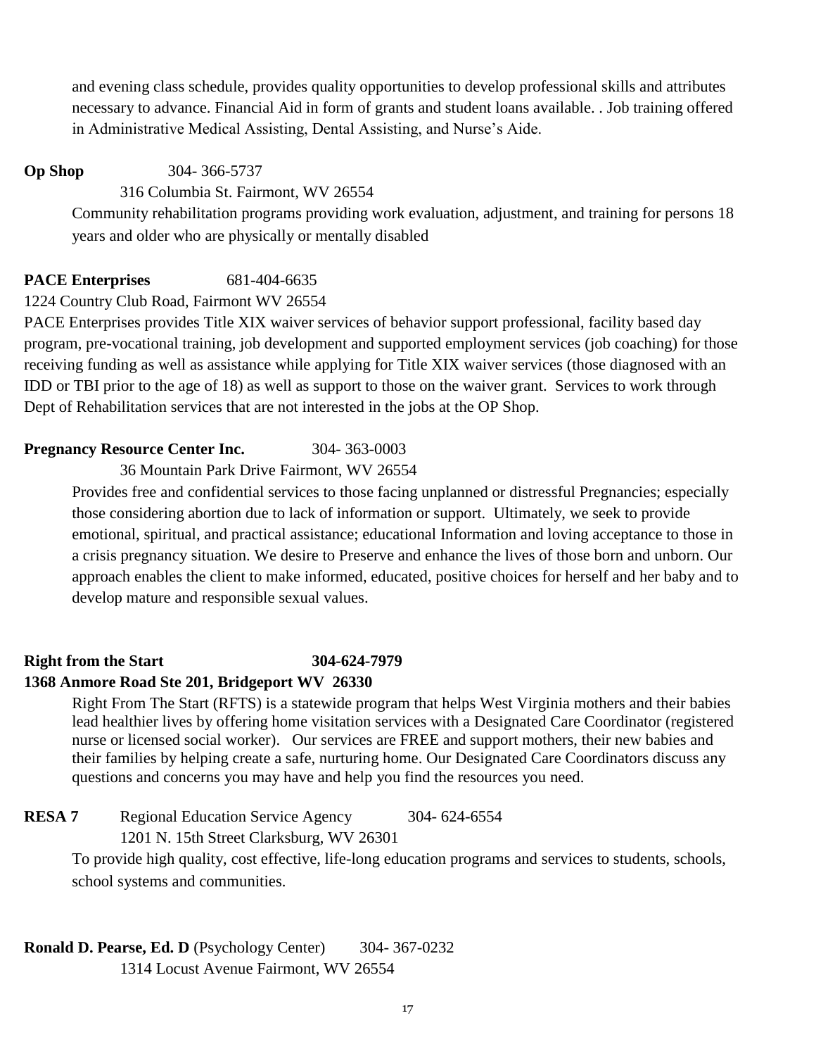and evening class schedule, provides quality opportunities to develop professional skills and attributes necessary to advance. Financial Aid in form of grants and student loans available. . Job training offered in Administrative Medical Assisting, Dental Assisting, and Nurse's Aide.

**Op Shop** 304- 366-5737

316 Columbia St. Fairmont, WV 26554

Community rehabilitation programs providing work evaluation, adjustment, and training for persons 18 years and older who are physically or mentally disabled

**PACE Enterprises** 681-404-6635

1224 Country Club Road, Fairmont WV 26554

PACE Enterprises provides Title XIX waiver services of behavior support professional, facility based day program, pre-vocational training, job development and supported employment services (job coaching) for those receiving funding as well as assistance while applying for Title XIX waiver services (those diagnosed with an IDD or TBI prior to the age of 18) as well as support to those on the waiver grant. Services to work through Dept of Rehabilitation services that are not interested in the jobs at the OP Shop.

**Pregnancy Resource Center Inc.** 304- 363-0003

36 Mountain Park Drive Fairmont, WV 26554

Provides free and confidential services to those facing unplanned or distressful Pregnancies; especially those considering abortion due to lack of information or support. Ultimately, we seek to provide emotional, spiritual, and practical assistance; educational Information and loving acceptance to those in a crisis pregnancy situation. We desire to Preserve and enhance the lives of those born and unborn. Our approach enables the client to make informed, educated, positive choices for herself and her baby and to develop mature and responsible sexual values.

**Right from the Start** **304-624-7979**

**1368 Anmore Road Ste 201, Bridgeport WV 26330**

Right From The Start (RFTS) is a statewide program that helps West Virginia mothers and their babies lead healthier lives by offering home visitation services with a Designated Care Coordinator (registered nurse or licensed social worker). Our services are FREE and support mothers, their new babies and their families by helping create a safe, nurturing home. Our Designated Care Coordinators discuss any questions and concerns you may have and help you find the resources you need.

**RESA 7** Regional Education Service Agency 304- 624-6554

1201 N. 15th Street Clarksburg, WV 26301

To provide high quality, cost effective, life-long education programs and services to students, schools, school systems and communities.

**Ronald D. Pearse, Ed. D** (Psychology Center) 304- 367-0232

1314 Locust Avenue Fairmont, WV 26554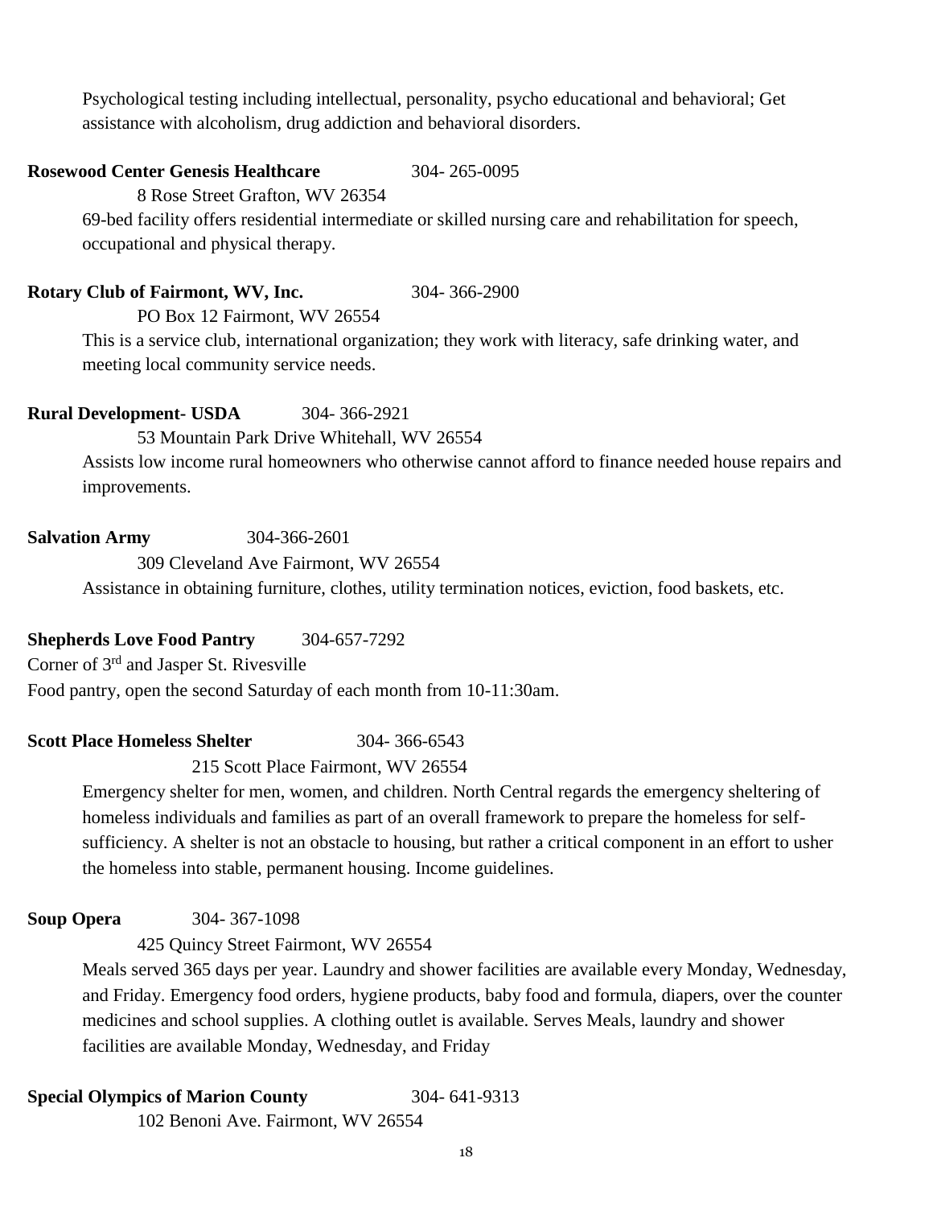Psychological testing including intellectual, personality, psycho educational and behavioral; Get assistance with alcoholism, drug addiction and behavioral disorders.

**Rosewood Center Genesis Healthcare** 304- 265-0095

8 Rose Street Grafton, WV 26354

69-bed facility offers residential intermediate or skilled nursing care and rehabilitation for speech, occupational and physical therapy.

**Rotary Club of Fairmont, WV, Inc.** 304- 366-2900

PO Box 12 Fairmont, WV 26554

This is a service club, international organization; they work with literacy, safe drinking water, and meeting local community service needs.

**Rural Development- USDA** 304- 366-2921

53 Mountain Park Drive Whitehall, WV 26554

Assists low income rural homeowners who otherwise cannot afford to finance needed house repairs and improvements.

**Salvation Army** 304-366-2601

309 Cleveland Ave Fairmont, WV 26554

Assistance in obtaining furniture, clothes, utility termination notices, eviction, food baskets, etc.

**Shepherds Love Food Pantry** 304-657-7292

Corner of 3rd and Jasper St. Rivesville

Food pantry, open the second Saturday of each month from 10-11:30am.

**Scott Place Homeless Shelter** 304- 366-6543

215 Scott Place Fairmont, WV 26554

Emergency shelter for men, women, and children. North Central regards the emergency sheltering of homeless individuals and families as part of an overall framework to prepare the homeless for self-sufficiency. A shelter is not an obstacle to housing, but rather a critical component in an effort to usher the homeless into stable, permanent housing. Income guidelines.

**Soup Opera** 304- 367-1098

425 Quincy Street Fairmont, WV 26554

Meals served 365 days per year. Laundry and shower facilities are available every Monday, Wednesday, and Friday. Emergency food orders, hygiene products, baby food and formula, diapers, over the counter medicines and school supplies. A clothing outlet is available. Serves Meals, laundry and shower facilities are available Monday, Wednesday, and Friday

**Special Olympics of Marion County** 304- 641-9313

102 Benoni Ave. Fairmont, WV 26554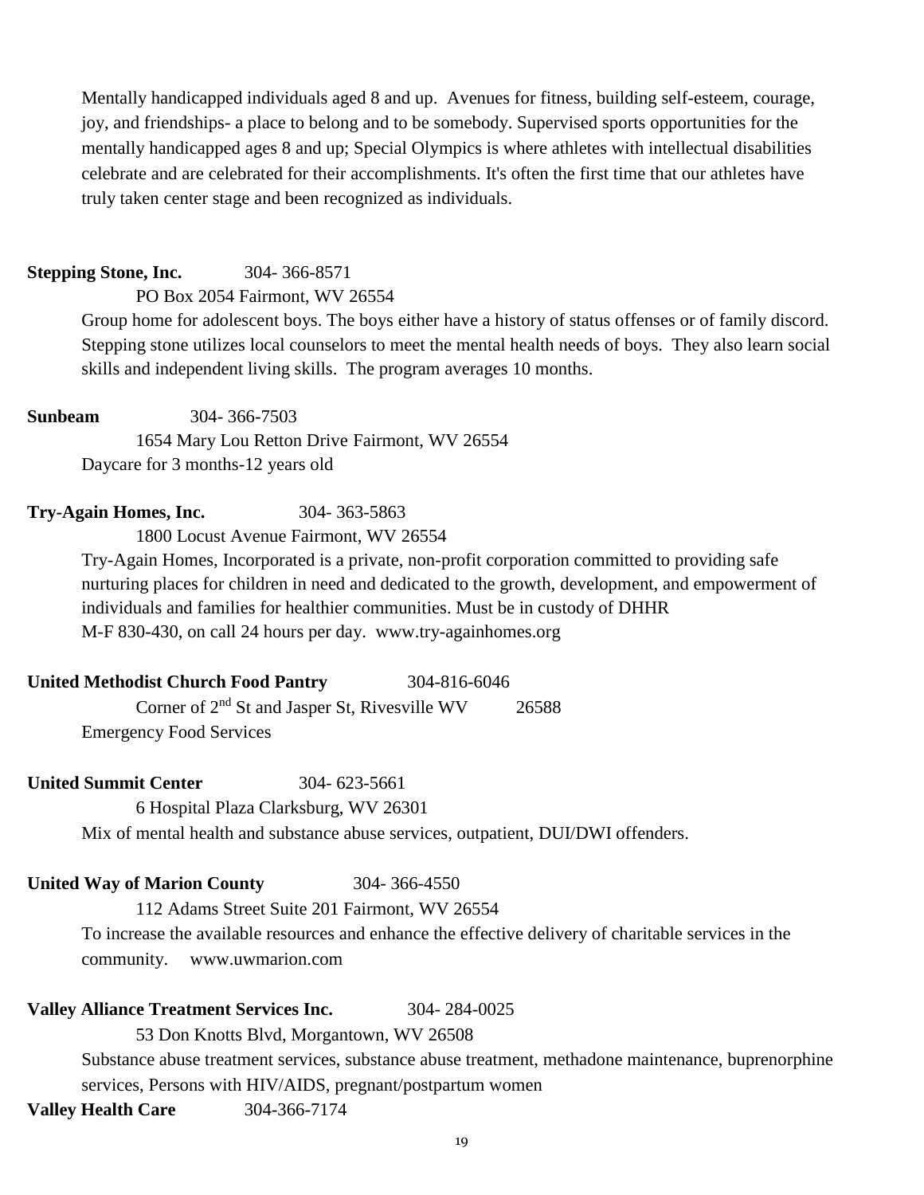Mentally handicapped individuals aged 8 and up. Avenues for fitness, building self-esteem, courage, joy, and friendships- a place to belong and to be somebody. Supervised sports opportunities for the mentally handicapped ages 8 and up; Special Olympics is where athletes with intellectual disabilities celebrate and are celebrated for their accomplishments. It's often the first time that our athletes have truly taken center stage and been recognized as individuals.

**Stepping Stone, Inc.** 304- 366-8571

PO Box 2054 Fairmont, WV 26554

Group home for adolescent boys. The boys either have a history of status offenses or of family discord. Stepping stone utilizes local counselors to meet the mental health needs of boys. They also learn social skills and independent living skills. The program averages 10 months.

**Sunbeam** 304- 366-7503

1654 Mary Lou Retton Drive Fairmont, WV 26554

Daycare for 3 months-12 years old

**Try-Again Homes, Inc.** 304- 363-5863

1800 Locust Avenue Fairmont, WV 26554

Try-Again Homes, Incorporated is a private, non-profit corporation committed to providing safe nurturing places for children in need and dedicated to the growth, development, and empowerment of individuals and families for healthier communities. Must be in custody of DHHR

M-F 830-430, on call 24 hours per day. www.try-againhomes.org

**United Methodist Church Food Pantry** 304-816-6046

Corner of 2nd St and Jasper St, Rivesville WV 26588

Emergency Food Services

**United Summit Center** 304- 623-5661

6 Hospital Plaza Clarksburg, WV 26301

Mix of mental health and substance abuse services, outpatient, DUI/DWI offenders.

**United Way of Marion County** 304- 366-4550

112 Adams Street Suite 201 Fairmont, WV 26554

To increase the available resources and enhance the effective delivery of charitable services in the community. www.uwmarion.com

**Valley Alliance Treatment Services Inc.** 304- 284-0025

53 Don Knotts Blvd, Morgantown, WV 26508

Substance abuse treatment services, substance abuse treatment, methadone maintenance, buprenorphine services, Persons with HIV/AIDS, pregnant/postpartum women

**Valley Health Care** 304-366-7174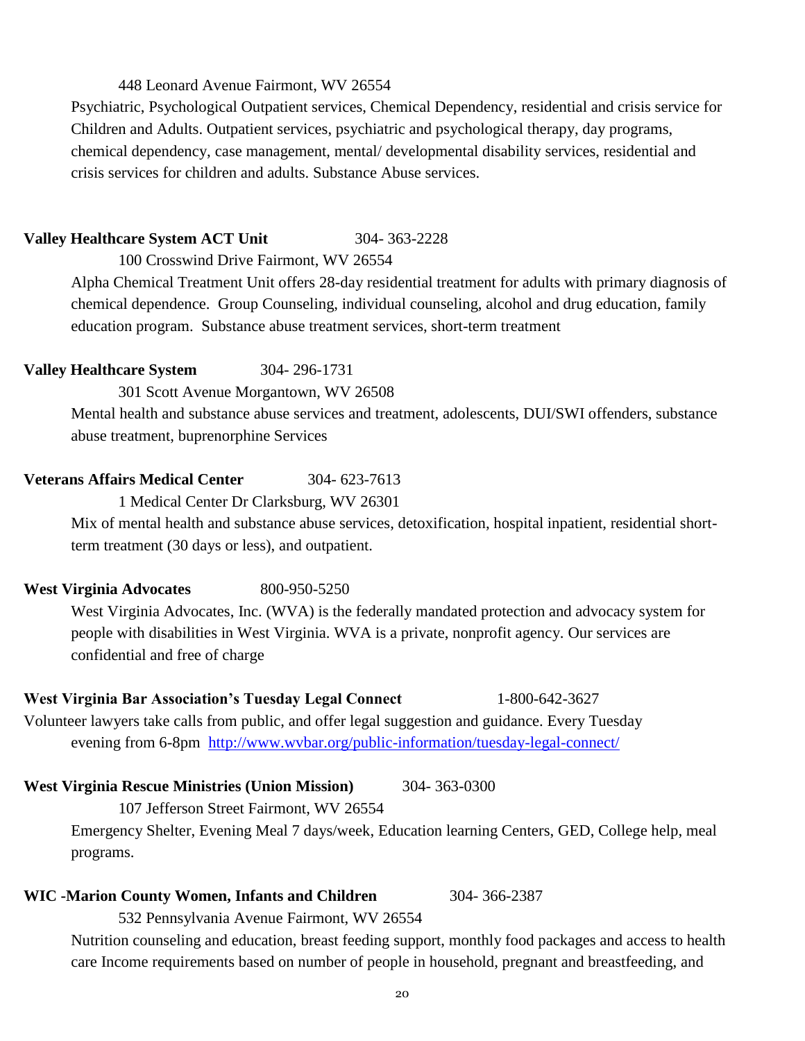448 Leonard Avenue Fairmont, WV 26554

Psychiatric, Psychological Outpatient services, Chemical Dependency, residential and crisis service for Children and Adults. Outpatient services, psychiatric and psychological therapy, day programs, chemical dependency, case management, mental/ developmental disability services, residential and crisis services for children and adults. Substance Abuse services.

**Valley Healthcare System ACT Unit** 304- 363-2228

100 Crosswind Drive Fairmont, WV 26554

Alpha Chemical Treatment Unit offers 28-day residential treatment for adults with primary diagnosis of chemical dependence. Group Counseling, individual counseling, alcohol and drug education, family education program. Substance abuse treatment services, short-term treatment

**Valley Healthcare System** 304- 296-1731

301 Scott Avenue Morgantown, WV 26508

Mental health and substance abuse services and treatment, adolescents, DUI/SWI offenders, substance abuse treatment, buprenorphine Services

**Veterans Affairs Medical Center** 304- 623-7613

1 Medical Center Dr Clarksburg, WV 26301

Mix of mental health and substance abuse services, detoxification, hospital inpatient, residential short-term treatment (30 days or less), and outpatient.

**West Virginia Advocates** 800-950-5250

West Virginia Advocates, Inc. (WVA) is the federally mandated protection and advocacy system for people with disabilities in West Virginia. WVA is a private, nonprofit agency. Our services are confidential and free of charge

**West Virginia Bar Association's Tuesday Legal Connect** 1-800-642-3627

Volunteer lawyers take calls from public, and offer legal suggestion and guidance. Every Tuesday evening from 6-8pm http://www.wvbar.org/public-information/tuesday-legal-connect/

**West Virginia Rescue Ministries (Union Mission)** 304- 363-0300

107 Jefferson Street Fairmont, WV 26554

Emergency Shelter, Evening Meal 7 days/week, Education learning Centers, GED, College help, meal programs.

**WIC -Marion County Women, Infants and Children** 304- 366-2387

532 Pennsylvania Avenue Fairmont, WV 26554

Nutrition counseling and education, breast feeding support, monthly food packages and access to health care Income requirements based on number of people in household, pregnant and breastfeeding, and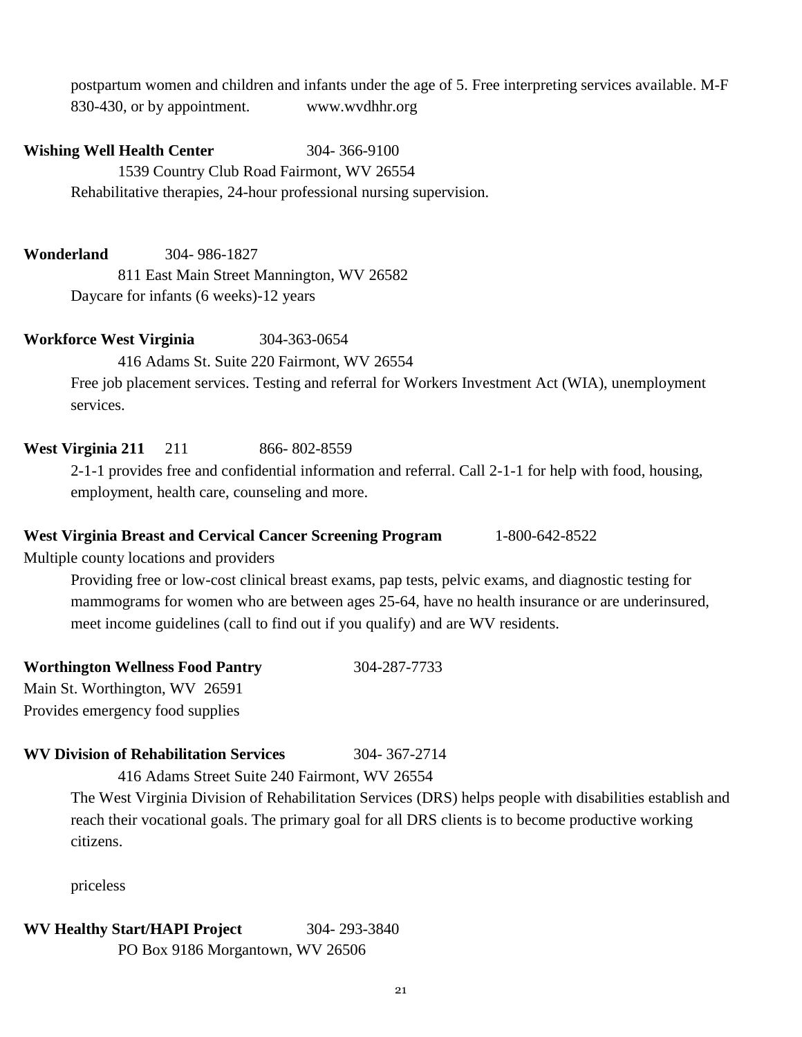postpartum women and children and infants under the age of 5. Free interpreting services available. M-F 830-430, or by appointment. www.wvdhhr.org

**Wishing Well Health Center** 304- 366-9100

1539 Country Club Road Fairmont, WV 26554

Rehabilitative therapies, 24-hour professional nursing supervision.

**Wonderland** 304- 986-1827

811 East Main Street Mannington, WV 26582

Daycare for infants (6 weeks)-12 years

**Workforce West Virginia** 304-363-0654

416 Adams St. Suite 220 Fairmont, WV 26554

Free job placement services. Testing and referral for Workers Investment Act (WIA), unemployment services.

**West Virginia 211** 211 866- 802-8559

2-1-1 provides free and confidential information and referral. Call 2-1-1 for help with food, housing, employment, health care, counseling and more.

**West Virginia Breast and Cervical Cancer Screening Program** 1-800-642-8522

Multiple county locations and providers

Providing free or low-cost clinical breast exams, pap tests, pelvic exams, and diagnostic testing for mammograms for women who are between ages 25-64, have no health insurance or are underinsured, meet income guidelines (call to find out if you qualify) and are WV residents.

**Worthington Wellness Food Pantry** 304-287-7733

Main St. Worthington, WV 26591

Provides emergency food supplies

**WV Division of Rehabilitation Services** 304- 367-2714

416 Adams Street Suite 240 Fairmont, WV 26554

The West Virginia Division of Rehabilitation Services (DRS) helps people with disabilities establish and reach their vocational goals. The primary goal for all DRS clients is to become productive working citizens.

priceless

**WV Healthy Start/HAPI Project** 304- 293-3840

PO Box 9186 Morgantown, WV 26506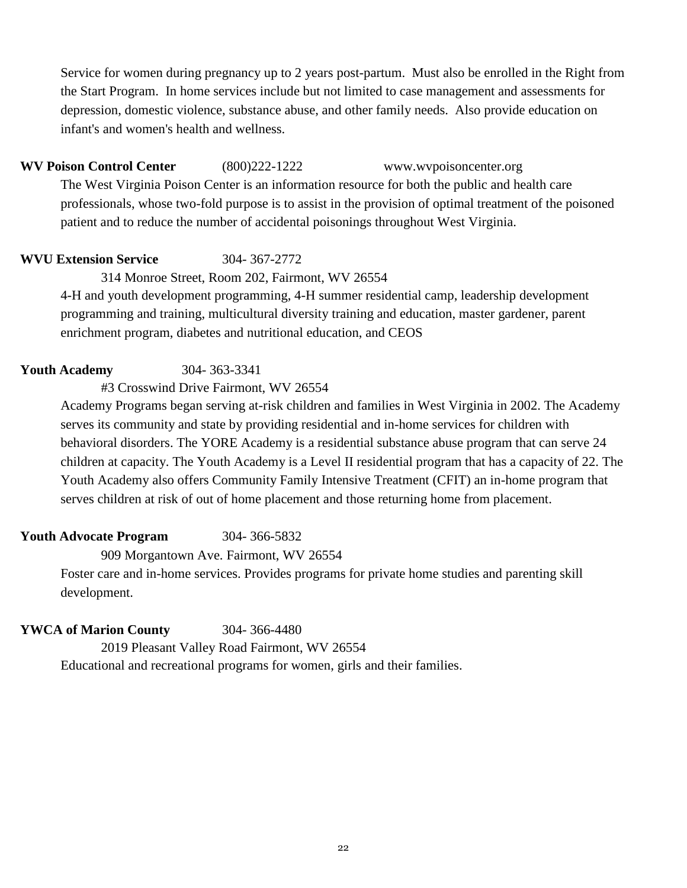Service for women during pregnancy up to 2 years post-partum. Must also be enrolled in the Right from the Start Program. In home services include but not limited to case management and assessments for depression, domestic violence, substance abuse, and other family needs. Also provide education on infant's and women's health and wellness.

**WV Poison Control Center** (800)222-1222 www.wvpoisoncenter.org

The West Virginia Poison Center is an information resource for both the public and health care professionals, whose two-fold purpose is to assist in the provision of optimal treatment of the poisoned patient and to reduce the number of accidental poisonings throughout West Virginia.

**WVU Extension Service** 304- 367-2772

314 Monroe Street, Room 202, Fairmont, WV 26554

4-H and youth development programming, 4-H summer residential camp, leadership development programming and training, multicultural diversity training and education, master gardener, parent enrichment program, diabetes and nutritional education, and CEOS

**Youth Academy** 304- 363-3341

#3 Crosswind Drive Fairmont, WV 26554

Academy Programs began serving at-risk children and families in West Virginia in 2002. The Academy serves its community and state by providing residential and in-home services for children with behavioral disorders. The YORE Academy is a residential substance abuse program that can serve 24 children at capacity. The Youth Academy is a Level II residential program that has a capacity of 22. The Youth Academy also offers Community Family Intensive Treatment (CFIT) an in-home program that serves children at risk of out of home placement and those returning home from placement.

**Youth Advocate Program** 304- 366-5832

909 Morgantown Ave. Fairmont, WV 26554

Foster care and in-home services. Provides programs for private home studies and parenting skill development.

**YWCA of Marion County** 304- 366-4480

2019 Pleasant Valley Road Fairmont, WV 26554

Educational and recreational programs for women, girls and their families.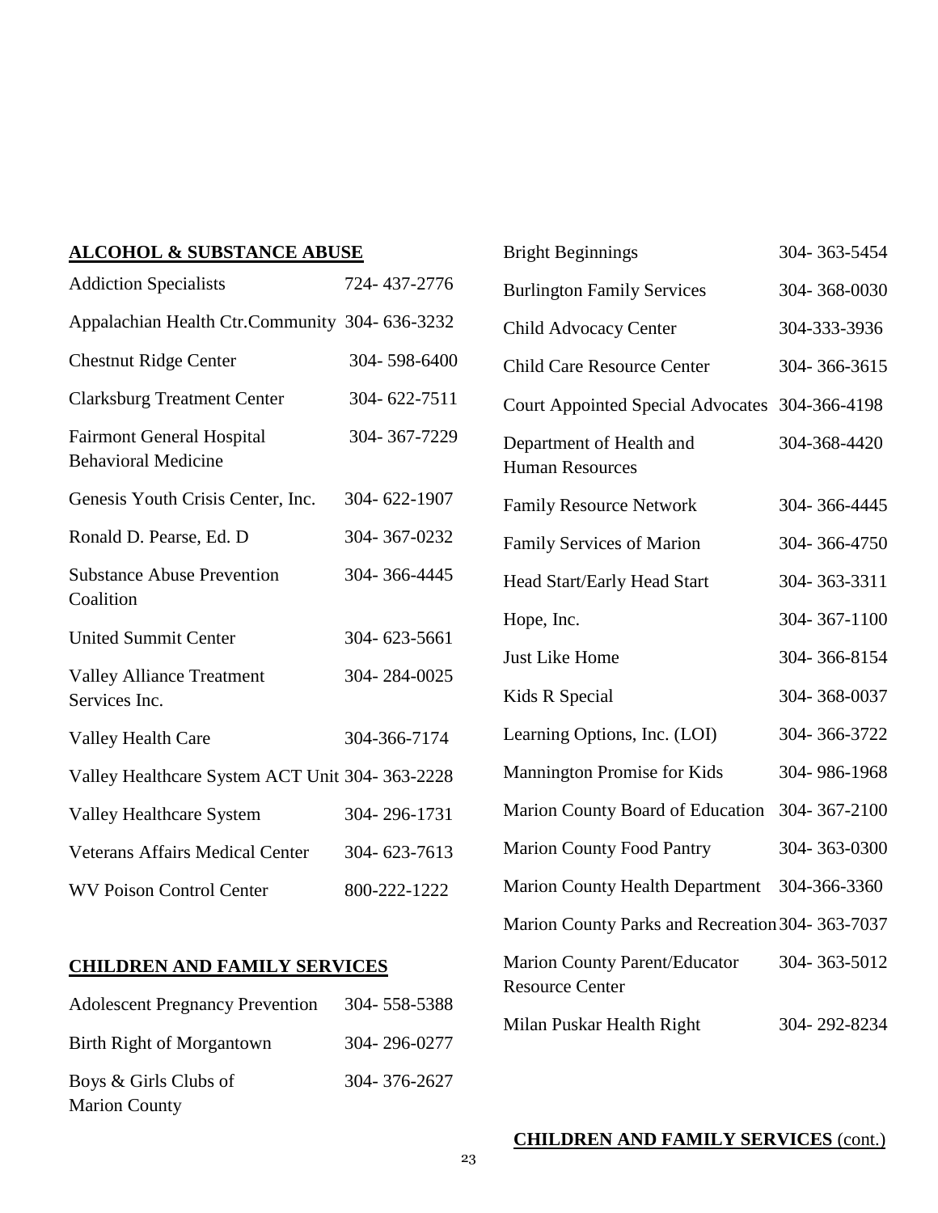## ALCOHOL & SUBSTANCE ABUSE

| | |
|---|---|
| Addiction Specialists | 724- 437-2776 |
| Appalachian Health Ctr.Community | 304- 636-3232 |
| Chestnut Ridge Center | 304- 598-6400 |
| Clarksburg Treatment Center | 304- 622-7511 |
| Fairmont General Hospital Behavioral Medicine | 304- 367-7229 |
| Genesis Youth Crisis Center, Inc. | 304- 622-1907 |
| Ronald D. Pearse, Ed. D | 304- 367-0232 |
| Substance Abuse Prevention Coalition | 304- 366-4445 |
| United Summit Center | 304- 623-5661 |
| Valley Alliance Treatment Services Inc. | 304- 284-0025 |
| Valley Health Care | 304-366-7174 |
| Valley Healthcare System ACT Unit | 304- 363-2228 |
| Valley Healthcare System | 304- 296-1731 |
| Veterans Affairs Medical Center | 304- 623-7613 |
| WV Poison Control Center | 800-222-1222 |

## CHILDREN AND FAMILY SERVICES

| | |
|---|---|
| Adolescent Pregnancy Prevention | 304- 558-5388 |
| Birth Right of Morgantown | 304- 296-0277 |
| Boys & Girls Clubs of Marion County | 304- 376-2627 |
| Bright Beginnings | 304- 363-5454 |
| Burlington Family Services | 304- 368-0030 |
| Child Advocacy Center | 304-333-3936 |
| Child Care Resource Center | 304- 366-3615 |
| Court Appointed Special Advocates | 304-366-4198 |
| Department of Health and Human Resources | 304-368-4420 |
| Family Resource Network | 304- 366-4445 |
| Family Services of Marion | 304- 366-4750 |
| Head Start/Early Head Start | 304- 363-3311 |
| Hope, Inc. | 304- 367-1100 |
| Just Like Home | 304- 366-8154 |
| Kids R Special | 304- 368-0037 |
| Learning Options, Inc. (LOI) | 304- 366-3722 |
| Mannington Promise for Kids | 304- 986-1968 |
| Marion County Board of Education | 304- 367-2100 |
| Marion County Food Pantry | 304- 363-0300 |
| Marion County Health Department | 304-366-3360 |
| Marion County Parks and Recreation | 304- 363-7037 |
| Marion County Parent/Educator Resource Center | 304- 363-5012 |
| Milan Puskar Health Right | 304- 292-8234 |

**CHILDREN AND FAMILY SERVICES** (cont.)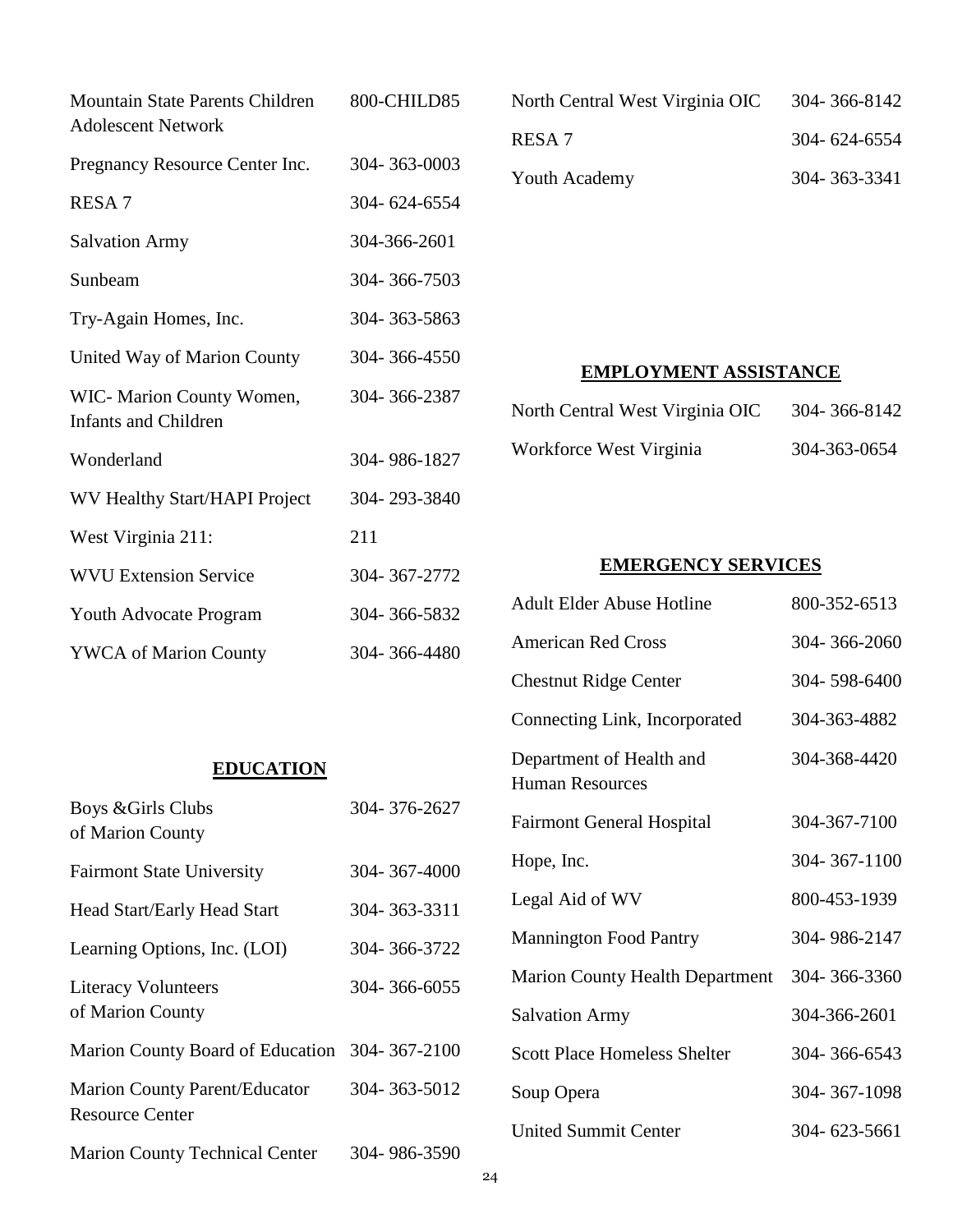| | |
|---|---|
| Mountain State Parents Children Adolescent Network | 800-CHILD85 |
| Pregnancy Resource Center Inc. | 304- 363-0003 |
| RESA 7 | 304- 624-6554 |
| Salvation Army | 304-366-2601 |
| Sunbeam | 304- 366-7503 |
| Try-Again Homes, Inc. | 304- 363-5863 |
| United Way of Marion County | 304- 366-4550 |
| WIC- Marion County Women, Infants and Children | 304- 366-2387 |
| Wonderland | 304- 986-1827 |
| WV Healthy Start/HAPI Project | 304- 293-3840 |
| West Virginia 211: | 211 |
| WVU Extension Service | 304- 367-2772 |
| Youth Advocate Program | 304- 366-5832 |
| YWCA of Marion County | 304- 366-4480 |

## EDUCATION

| | |
|---|---|
| Boys &Girls Clubs of Marion County | 304- 376-2627 |
| Fairmont State University | 304- 367-4000 |
| Head Start/Early Head Start | 304- 363-3311 |
| Learning Options, Inc. (LOI) | 304- 366-3722 |
| Literacy Volunteers of Marion County | 304- 366-6055 |
| Marion County Board of Education | 304- 367-2100 |
| Marion County Parent/Educator Resource Center | 304- 363-5012 |
| Marion County Technical Center | 304- 986-3590 |
| North Central West Virginia OIC | 304- 366-8142 |
| RESA 7 | 304- 624-6554 |
| Youth Academy | 304- 363-3341 |

## EMPLOYMENT ASSISTANCE

| | |
|---|---|
| North Central West Virginia OIC | 304- 366-8142 |
| Workforce West Virginia | 304-363-0654 |

## EMERGENCY SERVICES

| | |
|---|---|
| Adult Elder Abuse Hotline | 800-352-6513 |
| American Red Cross | 304- 366-2060 |
| Chestnut Ridge Center | 304- 598-6400 |
| Connecting Link, Incorporated | 304-363-4882 |
| Department of Health and Human Resources | 304-368-4420 |
| Fairmont General Hospital | 304-367-7100 |
| Hope, Inc. | 304- 367-1100 |
| Legal Aid of WV | 800-453-1939 |
| Mannington Food Pantry | 304- 986-2147 |
| Marion County Health Department | 304- 366-3360 |
| Salvation Army | 304-366-2601 |
| Scott Place Homeless Shelter | 304- 366-6543 |
| Soup Opera | 304- 367-1098 |
| United Summit Center | 304- 623-5661 |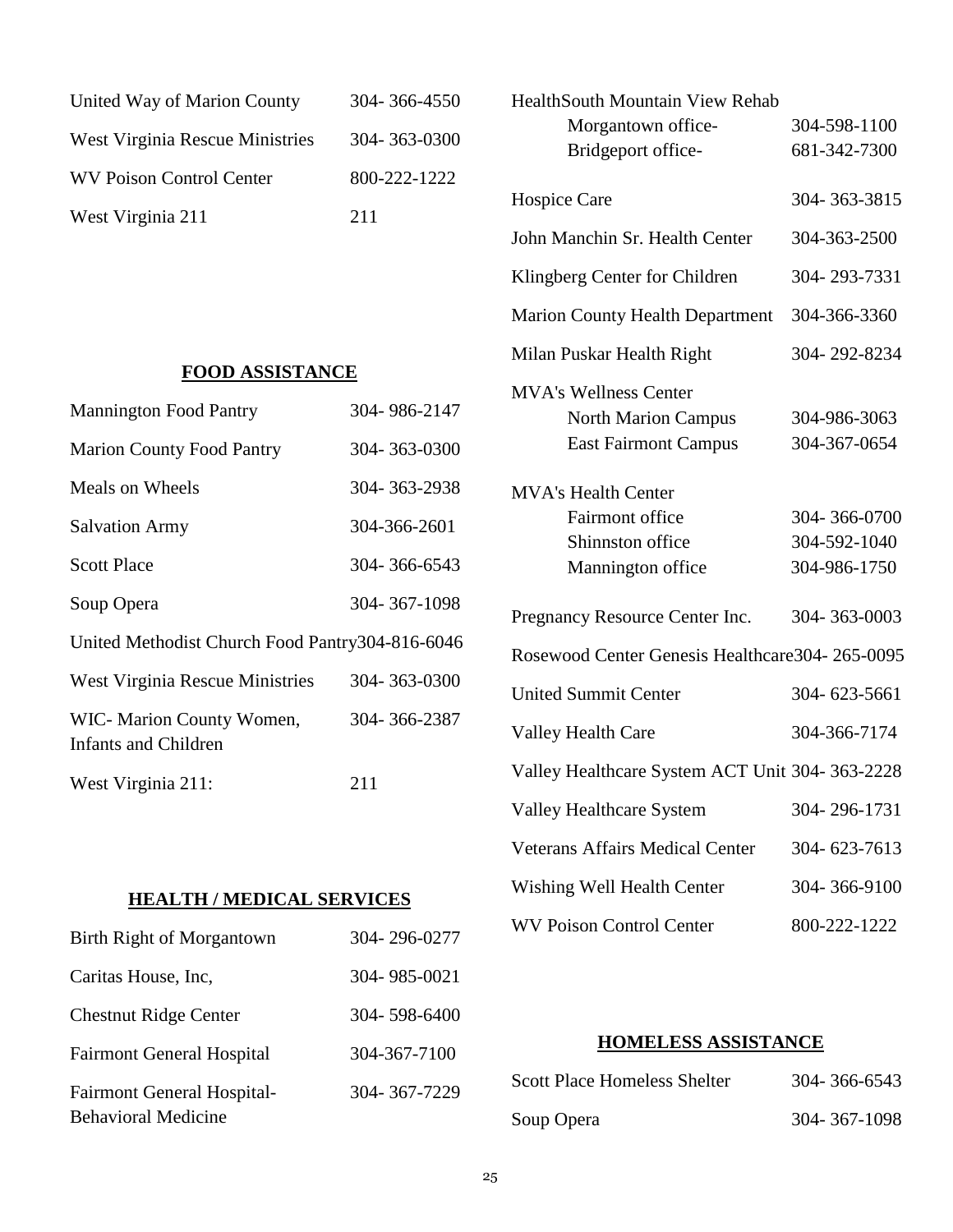| | |
|---|---|
| United Way of Marion County | 304- 366-4550 |
| West Virginia Rescue Ministries | 304- 363-0300 |
| WV Poison Control Center | 800-222-1222 |
| West Virginia 211 | 211 |

## FOOD ASSISTANCE

| | |
|---|---|
| Mannington Food Pantry | 304- 986-2147 |
| Marion County Food Pantry | 304- 363-0300 |
| Meals on Wheels | 304- 363-2938 |
| Salvation Army | 304-366-2601 |
| Scott Place | 304- 366-6543 |
| Soup Opera | 304- 367-1098 |
| United Methodist Church Food Pantry | 304-816-6046 |
| West Virginia Rescue Ministries | 304- 363-0300 |
| WIC- Marion County Women, Infants and Children | 304- 366-2387 |
| West Virginia 211: | 211 |

## HEALTH / MEDICAL SERVICES

| | |
|---|---|
| Birth Right of Morgantown | 304- 296-0277 |
| Caritas House, Inc, | 304- 985-0021 |
| Chestnut Ridge Center | 304- 598-6400 |
| Fairmont General Hospital | 304-367-7100 |
| Fairmont General Hospital-Behavioral Medicine | 304- 367-7229 |
| HealthSouth Mountain View Rehab | |
| Morgantown office- | 304-598-1100 |
| Bridgeport office- | 681-342-7300 |
| Hospice Care | 304- 363-3815 |
| John Manchin Sr. Health Center | 304-363-2500 |
| Klingberg Center for Children | 304- 293-7331 |
| Marion County Health Department | 304-366-3360 |
| Milan Puskar Health Right | 304- 292-8234 |
| MVA's Wellness Center | |
| North Marion Campus | 304-986-3063 |
| East Fairmont Campus | 304-367-0654 |
| MVA's Health Center | |
| Fairmont office | 304- 366-0700 |
| Shinnston office | 304-592-1040 |
| Mannington office | 304-986-1750 |
| Pregnancy Resource Center Inc. | 304- 363-0003 |
| Rosewood Center Genesis Healthcare | 304- 265-0095 |
| United Summit Center | 304- 623-5661 |
| Valley Health Care | 304-366-7174 |
| Valley Healthcare System ACT Unit | 304- 363-2228 |
| Valley Healthcare System | 304- 296-1731 |
| Veterans Affairs Medical Center | 304- 623-7613 |
| Wishing Well Health Center | 304- 366-9100 |
| WV Poison Control Center | 800-222-1222 |

## HOMELESS ASSISTANCE

| | |
|---|---|
| Scott Place Homeless Shelter | 304- 366-6543 |
| Soup Opera | 304- 367-1098 |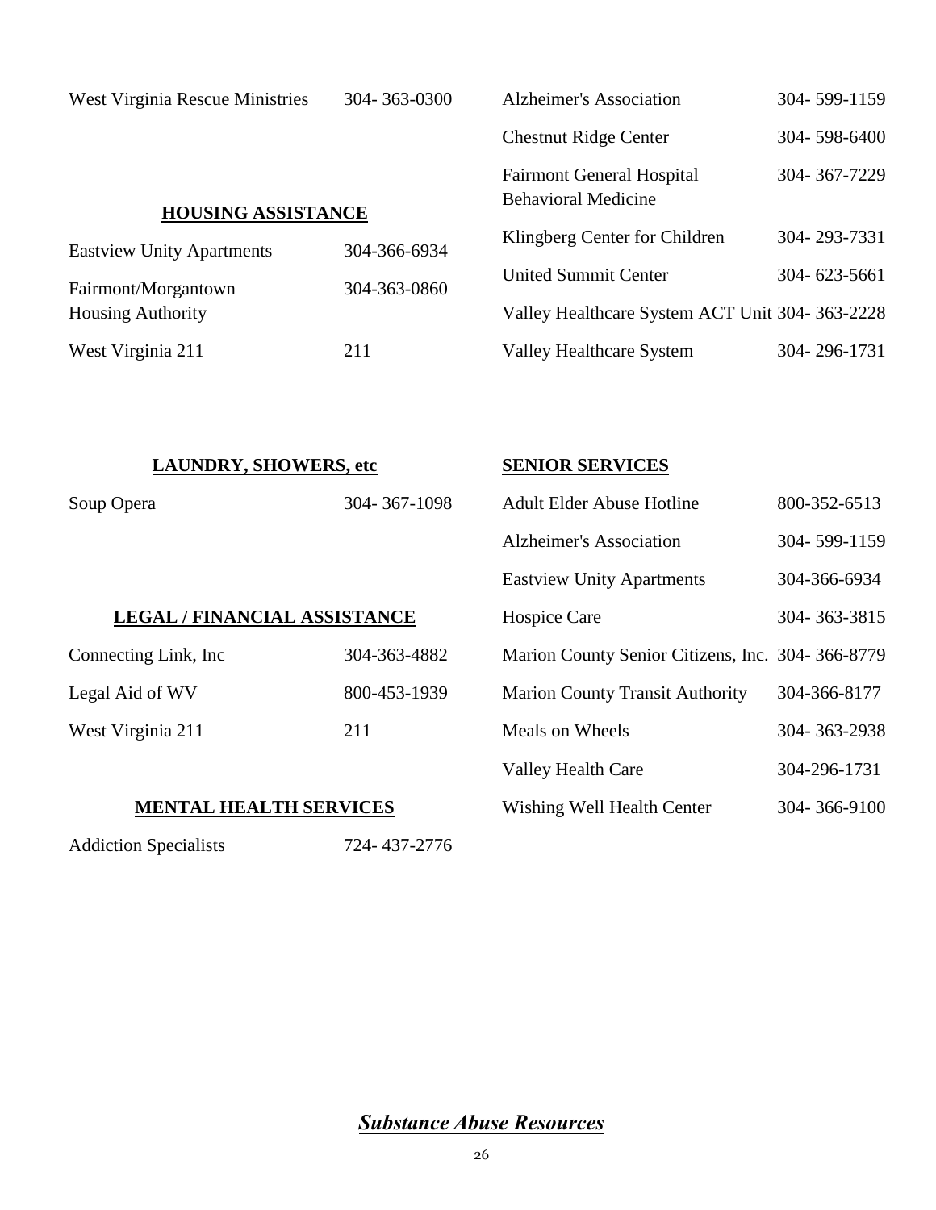| | |
|---|---|
| West Virginia Rescue Ministries | 304- 363-0300 |

## HOUSING ASSISTANCE

| | |
|---|---|
| Eastview Unity Apartments | 304-366-6934 |
| Fairmont/Morgantown Housing Authority | 304-363-0860 |
| West Virginia 211 | 211 |

## LAUNDRY, SHOWERS, etc

| | |
|---|---|
| Soup Opera | 304- 367-1098 |

## LEGAL / FINANCIAL ASSISTANCE

| | |
|---|---|
| Connecting Link, Inc | 304-363-4882 |
| Legal Aid of WV | 800-453-1939 |
| West Virginia 211 | 211 |

## MENTAL HEALTH SERVICES

| | |
|---|---|
| Addiction Specialists | 724- 437-2776 |
| Alzheimer's Association | 304- 599-1159 |
| Chestnut Ridge Center | 304- 598-6400 |
| Fairmont General Hospital Behavioral Medicine | 304- 367-7229 |
| Klingberg Center for Children | 304- 293-7331 |
| United Summit Center | 304- 623-5661 |
| Valley Healthcare System ACT Unit | 304- 363-2228 |
| Valley Healthcare System | 304- 296-1731 |

## SENIOR SERVICES

| | |
|---|---|
| Adult Elder Abuse Hotline | 800-352-6513 |
| Alzheimer's Association | 304- 599-1159 |
| Eastview Unity Apartments | 304-366-6934 |
| Hospice Care | 304- 363-3815 |
| Marion County Senior Citizens, Inc. | 304- 366-8779 |
| Marion County Transit Authority | 304-366-8177 |
| Meals on Wheels | 304- 363-2938 |
| Valley Health Care | 304-296-1731 |
| Wishing Well Health Center | 304- 366-9100 |

## ***Substance Abuse Resources***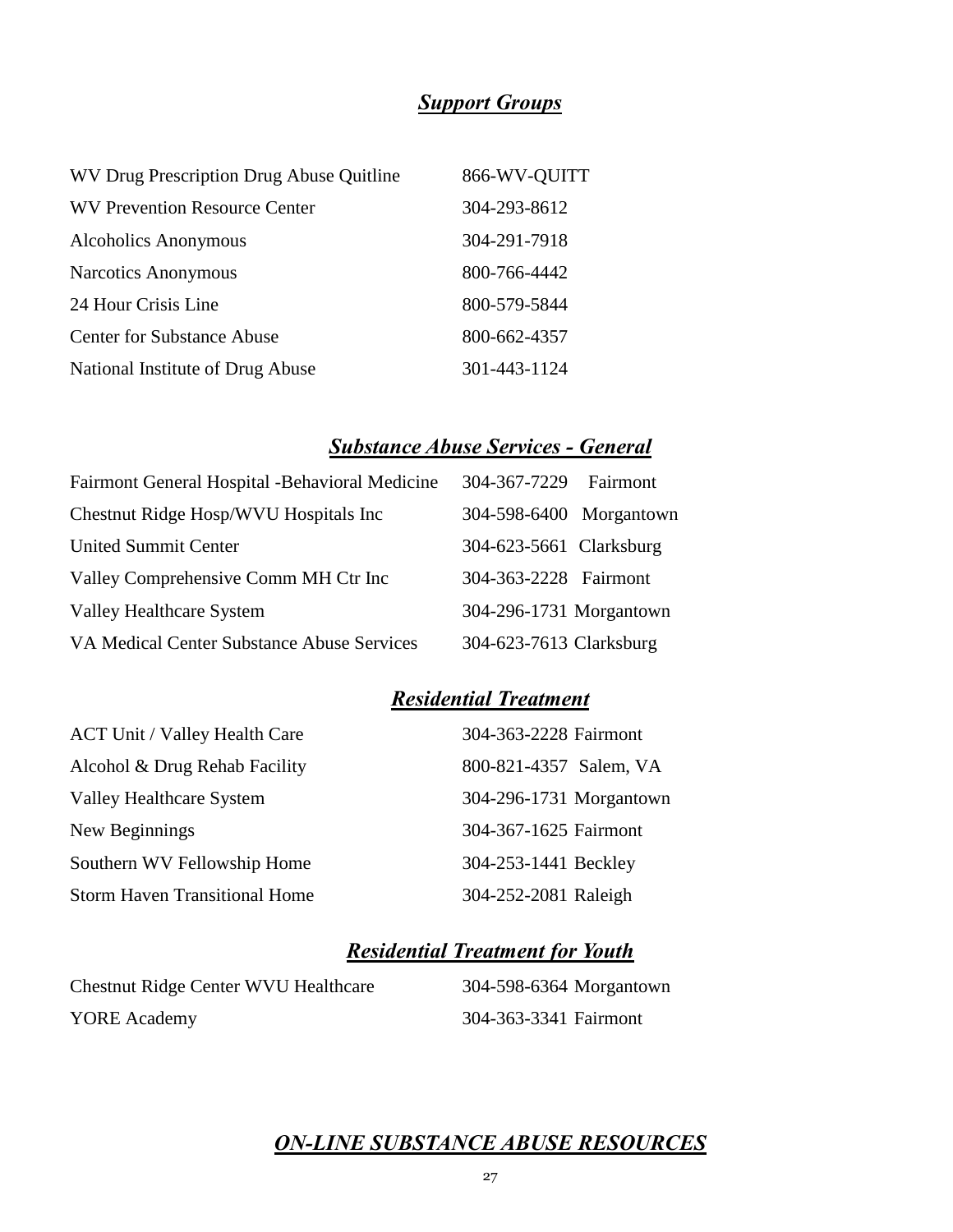## ***Support Groups***

| | |
|---|---|
| WV Drug Prescription Drug Abuse Quitline | 866-WV-QUITT |
| WV Prevention Resource Center | 304-293-8612 |
| Alcoholics Anonymous | 304-291-7918 |
| Narcotics Anonymous | 800-766-4442 |
| 24 Hour Crisis Line | 800-579-5844 |
| Center for Substance Abuse | 800-662-4357 |
| National Institute of Drug Abuse | 301-443-1124 |

## ***Substance Abuse Services - General***

| | | |
|---|---|---|
| Fairmont General Hospital -Behavioral Medicine | 304-367-7229 | Fairmont |
| Chestnut Ridge Hosp/WVU Hospitals Inc | 304-598-6400 | Morgantown |
| United Summit Center | 304-623-5661 | Clarksburg |
| Valley Comprehensive Comm MH Ctr Inc | 304-363-2228 | Fairmont |
| Valley Healthcare System | 304-296-1731 | Morgantown |
| VA Medical Center Substance Abuse Services | 304-623-7613 | Clarksburg |

## ***Residential Treatment***

| | | |
|---|---|---|
| ACT Unit / Valley Health Care | 304-363-2228 | Fairmont |
| Alcohol & Drug Rehab Facility | 800-821-4357 | Salem, VA |
| Valley Healthcare System | 304-296-1731 | Morgantown |
| New Beginnings | 304-367-1625 | Fairmont |
| Southern WV Fellowship Home | 304-253-1441 | Beckley |
| Storm Haven Transitional Home | 304-252-2081 | Raleigh |

## ***Residential Treatment for Youth***

| | | |
|---|---|---|
| Chestnut Ridge Center WVU Healthcare | 304-598-6364 | Morgantown |
| YORE Academy | 304-363-3341 | Fairmont |

## ***ON-LINE SUBSTANCE ABUSE RESOURCES***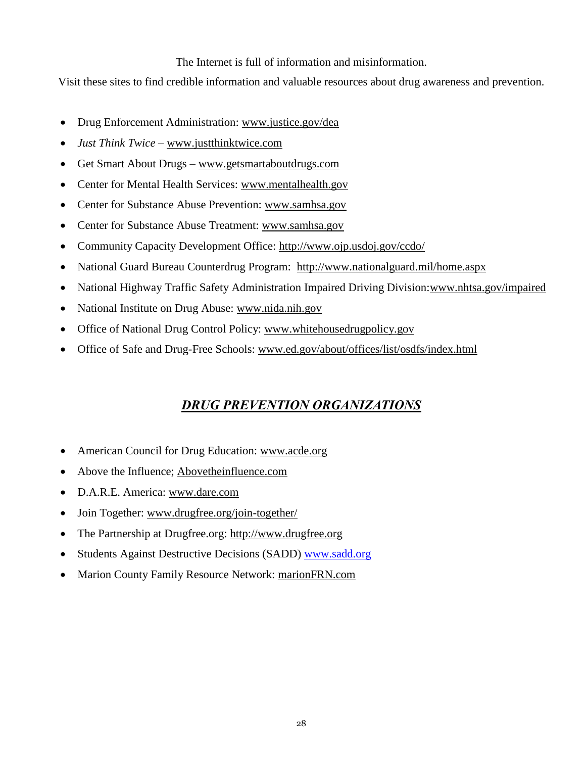The Internet is full of information and misinformation.

Visit these sites to find credible information and valuable resources about drug awareness and prevention.

- Drug Enforcement Administration: www.justice.gov/dea
- *Just Think Twice* – www.justthinktwice.com
- Get Smart About Drugs – www.getsmartaboutdrugs.com
- Center for Mental Health Services: www.mentalhealth.gov
- Center for Substance Abuse Prevention: www.samhsa.gov
- Center for Substance Abuse Treatment: www.samhsa.gov
- Community Capacity Development Office: http://www.ojp.usdoj.gov/ccdo/
- National Guard Bureau Counterdrug Program: http://www.nationalguard.mil/home.aspx
- National Highway Traffic Safety Administration Impaired Driving Division:www.nhtsa.gov/impaired
- National Institute on Drug Abuse: www.nida.nih.gov
- Office of National Drug Control Policy: www.whitehousedrugpolicy.gov
- Office of Safe and Drug-Free Schools: www.ed.gov/about/offices/list/osdfs/index.html

## ***DRUG PREVENTION ORGANIZATIONS***

- American Council for Drug Education: www.acde.org
- Above the Influence; Abovetheinfluence.com
- D.A.R.E. America: www.dare.com
- Join Together: www.drugfree.org/join-together/
- The Partnership at Drugfree.org: http://www.drugfree.org
- Students Against Destructive Decisions (SADD) www.sadd.org
- Marion County Family Resource Network: marionFRN.com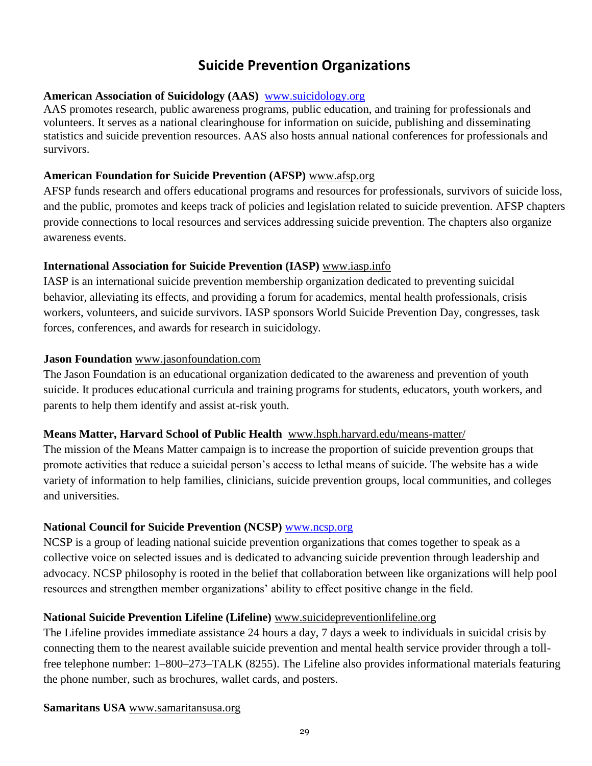# Suicide Prevention Organizations

**American Association of Suicidology (AAS)** www.suicidology.org

AAS promotes research, public awareness programs, public education, and training for professionals and volunteers. It serves as a national clearinghouse for information on suicide, publishing and disseminating statistics and suicide prevention resources. AAS also hosts annual national conferences for professionals and survivors.

**American Foundation for Suicide Prevention (AFSP)** www.afsp.org

AFSP funds research and offers educational programs and resources for professionals, survivors of suicide loss, and the public, promotes and keeps track of policies and legislation related to suicide prevention. AFSP chapters provide connections to local resources and services addressing suicide prevention. The chapters also organize awareness events.

**International Association for Suicide Prevention (IASP)** www.iasp.info

IASP is an international suicide prevention membership organization dedicated to preventing suicidal behavior, alleviating its effects, and providing a forum for academics, mental health professionals, crisis workers, volunteers, and suicide survivors. IASP sponsors World Suicide Prevention Day, congresses, task forces, conferences, and awards for research in suicidology.

**Jason Foundation** www.jasonfoundation.com

The Jason Foundation is an educational organization dedicated to the awareness and prevention of youth suicide. It produces educational curricula and training programs for students, educators, youth workers, and parents to help them identify and assist at-risk youth.

**Means Matter, Harvard School of Public Health** www.hsph.harvard.edu/means-matter/

The mission of the Means Matter campaign is to increase the proportion of suicide prevention groups that promote activities that reduce a suicidal person's access to lethal means of suicide. The website has a wide variety of information to help families, clinicians, suicide prevention groups, local communities, and colleges and universities.

**National Council for Suicide Prevention (NCSP)** www.ncsp.org

NCSP is a group of leading national suicide prevention organizations that comes together to speak as a collective voice on selected issues and is dedicated to advancing suicide prevention through leadership and advocacy. NCSP philosophy is rooted in the belief that collaboration between like organizations will help pool resources and strengthen member organizations' ability to effect positive change in the field.

**National Suicide Prevention Lifeline (Lifeline)** www.suicidepreventionlifeline.org

The Lifeline provides immediate assistance 24 hours a day, 7 days a week to individuals in suicidal crisis by connecting them to the nearest available suicide prevention and mental health service provider through a toll-free telephone number: 1–800–273–TALK (8255). The Lifeline also provides informational materials featuring the phone number, such as brochures, wallet cards, and posters.

**Samaritans USA** www.samaritansusa.org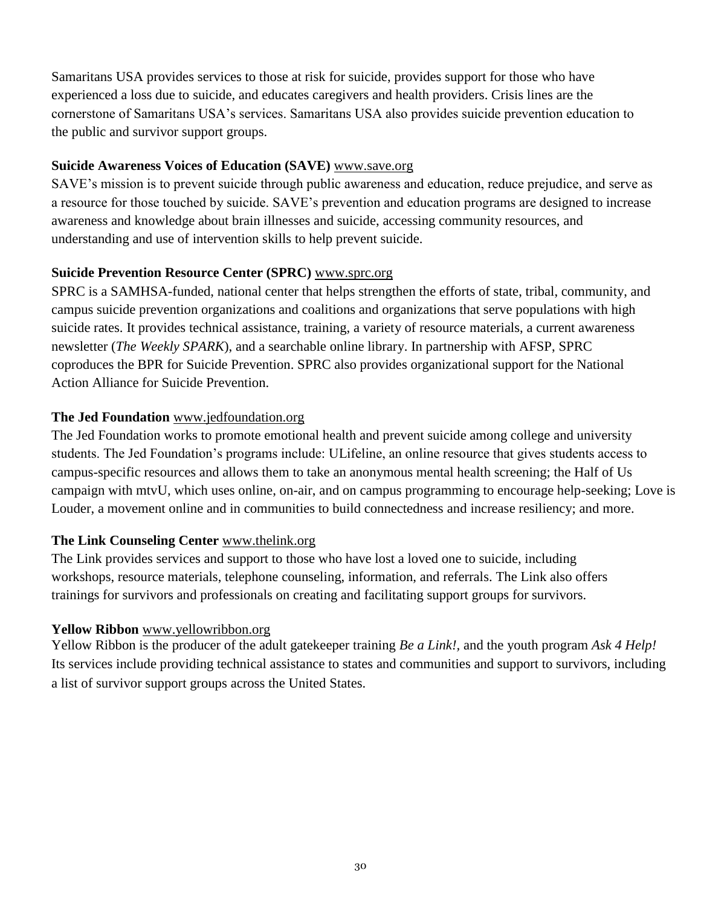Samaritans USA provides services to those at risk for suicide, provides support for those who have experienced a loss due to suicide, and educates caregivers and health providers. Crisis lines are the cornerstone of Samaritans USA's services. Samaritans USA also provides suicide prevention education to the public and survivor support groups.

**Suicide Awareness Voices of Education (SAVE)** www.save.org

SAVE's mission is to prevent suicide through public awareness and education, reduce prejudice, and serve as a resource for those touched by suicide. SAVE's prevention and education programs are designed to increase awareness and knowledge about brain illnesses and suicide, accessing community resources, and understanding and use of intervention skills to help prevent suicide.

**Suicide Prevention Resource Center (SPRC)** www.sprc.org

SPRC is a SAMHSA-funded, national center that helps strengthen the efforts of state, tribal, community, and campus suicide prevention organizations and coalitions and organizations that serve populations with high suicide rates. It provides technical assistance, training, a variety of resource materials, a current awareness newsletter (*The Weekly SPARK*), and a searchable online library. In partnership with AFSP, SPRC coproduces the BPR for Suicide Prevention. SPRC also provides organizational support for the National Action Alliance for Suicide Prevention.

**The Jed Foundation** www.jedfoundation.org

The Jed Foundation works to promote emotional health and prevent suicide among college and university students. The Jed Foundation's programs include: ULifeline, an online resource that gives students access to campus-specific resources and allows them to take an anonymous mental health screening; the Half of Us campaign with mtvU, which uses online, on-air, and on campus programming to encourage help-seeking; Love is Louder, a movement online and in communities to build connectedness and increase resiliency; and more.

**The Link Counseling Center** www.thelink.org

The Link provides services and support to those who have lost a loved one to suicide, including workshops, resource materials, telephone counseling, information, and referrals. The Link also offers trainings for survivors and professionals on creating and facilitating support groups for survivors.

**Yellow Ribbon** www.yellowribbon.org

Yellow Ribbon is the producer of the adult gatekeeper training *Be a Link!,* and the youth program *Ask 4 Help!* Its services include providing technical assistance to states and communities and support to survivors, including a list of survivor support groups across the United States.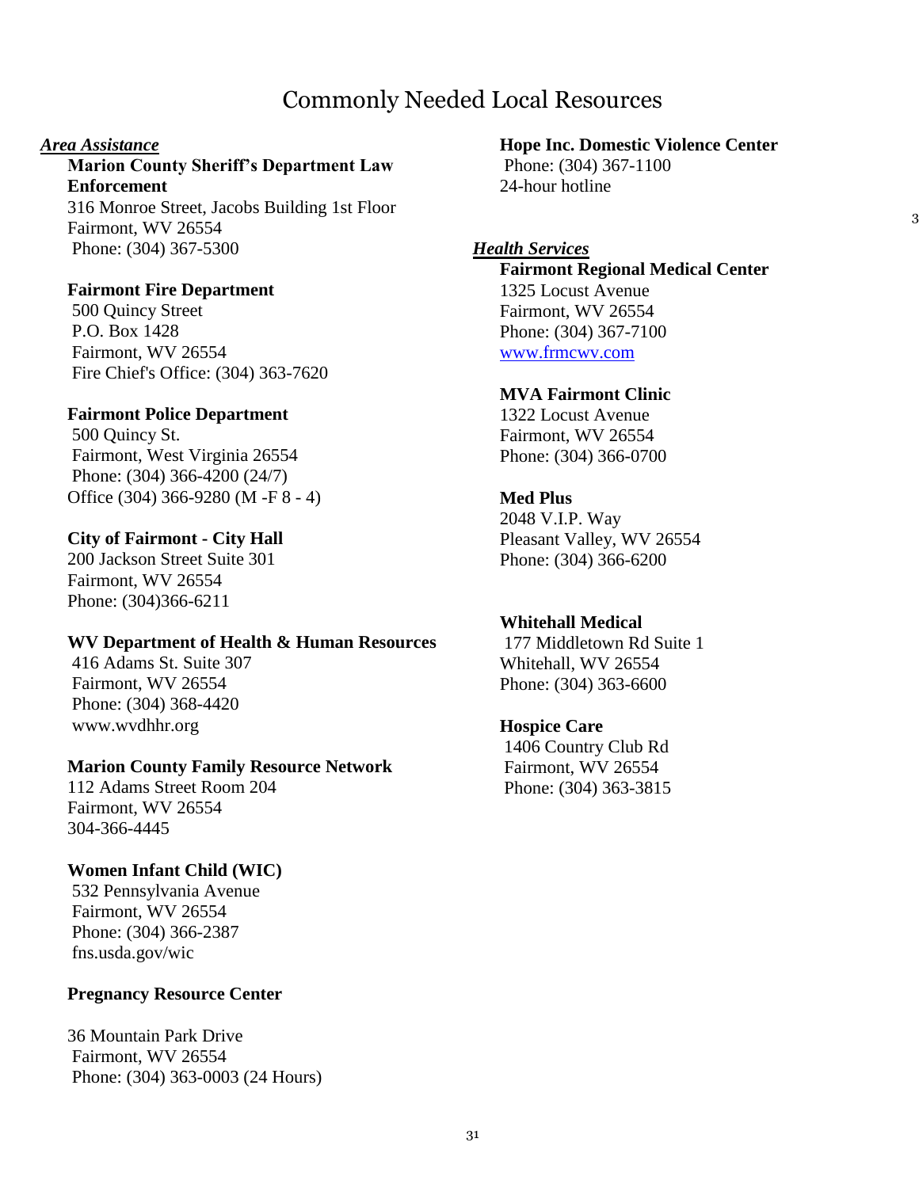# Commonly Needed Local Resources

***Area Assistance***

**Marion County Sheriff's Department Law Enforcement**
316 Monroe Street, Jacobs Building 1st Floor
Fairmont, WV 26554
Phone: (304) 367-5300

**Fairmont Fire Department**
500 Quincy Street
P.O. Box 1428
Fairmont, WV 26554
Fire Chief's Office: (304) 363-7620

**Fairmont Police Department**
500 Quincy St.
Fairmont, West Virginia 26554
Phone: (304) 366-4200 (24/7)
Office (304) 366-9280 (M -F 8 - 4)

**City of Fairmont - City Hall**
200 Jackson Street Suite 301
Fairmont, WV 26554
Phone: (304)366-6211

**WV Department of Health & Human Resources**
416 Adams St. Suite 307
Fairmont, WV 26554
Phone: (304) 368-4420
www.wvdhhr.org

**Marion County Family Resource Network**
112 Adams Street Room 204
Fairmont, WV 26554
304-366-4445

**Women Infant Child (WIC)**
532 Pennsylvania Avenue
Fairmont, WV 26554
Phone: (304) 366-2387
fns.usda.gov/wic

**Pregnancy Resource Center**

36 Mountain Park Drive
Fairmont, WV 26554
Phone: (304) 363-0003 (24 Hours)

**Hope Inc. Domestic Violence Center**
Phone: (304) 367-1100
24-hour hotline

***Health Services***

**Fairmont Regional Medical Center**
1325 Locust Avenue
Fairmont, WV 26554
Phone: (304) 367-7100
www.frmcwv.com

**MVA Fairmont Clinic**
1322 Locust Avenue
Fairmont, WV 26554
Phone: (304) 366-0700

**Med Plus**
2048 V.I.P. Way
Pleasant Valley, WV 26554
Phone: (304) 366-6200

**Whitehall Medical**
177 Middletown Rd Suite 1
Whitehall, WV 26554
Phone: (304) 363-6600

**Hospice Care**
1406 Country Club Rd
Fairmont, WV 26554
Phone: (304) 363-3815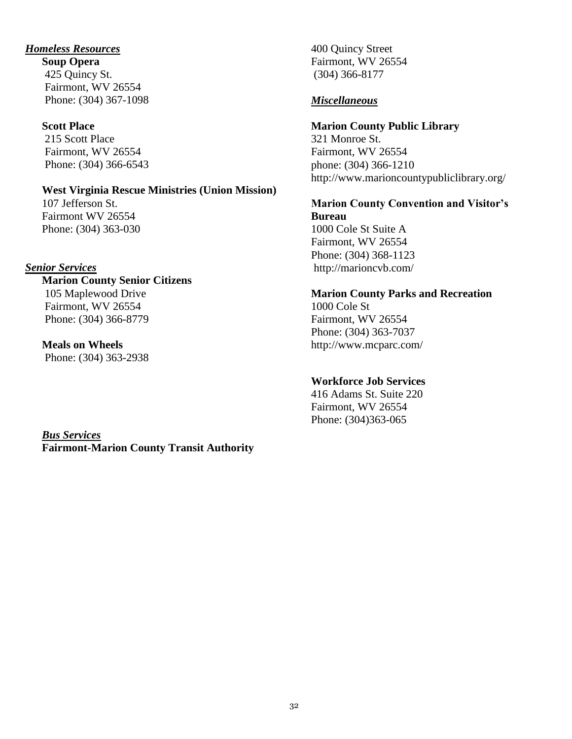***Homeless Resources***

**Soup Opera**
425 Quincy St.
Fairmont, WV 26554
Phone: (304) 367-1098

**Scott Place**
215 Scott Place
Fairmont, WV 26554
Phone: (304) 366-6543

**West Virginia Rescue Ministries (Union Mission)**
107 Jefferson St.
Fairmont WV 26554
Phone: (304) 363-030

***Senior Services***

**Marion County Senior Citizens**
105 Maplewood Drive
Fairmont, WV 26554
Phone: (304) 366-8779

**Meals on Wheels**
Phone: (304) 363-2938

***Bus Services***

**Fairmont-Marion County Transit Authority**
400 Quincy Street
Fairmont, WV 26554
(304) 366-8177

***Miscellaneous***

**Marion County Public Library**
321 Monroe St.
Fairmont, WV 26554
phone: (304) 366-1210
http://www.marioncountypubliclibrary.org/

**Marion County Convention and Visitor's Bureau**
1000 Cole St Suite A
Fairmont, WV 26554
Phone: (304) 368-1123
http://marioncvb.com/

**Marion County Parks and Recreation**
1000 Cole St
Fairmont, WV 26554
Phone: (304) 363-7037
http://www.mcparc.com/

**Workforce Job Services**
416 Adams St. Suite 220
Fairmont, WV 26554
Phone: (304)363-065